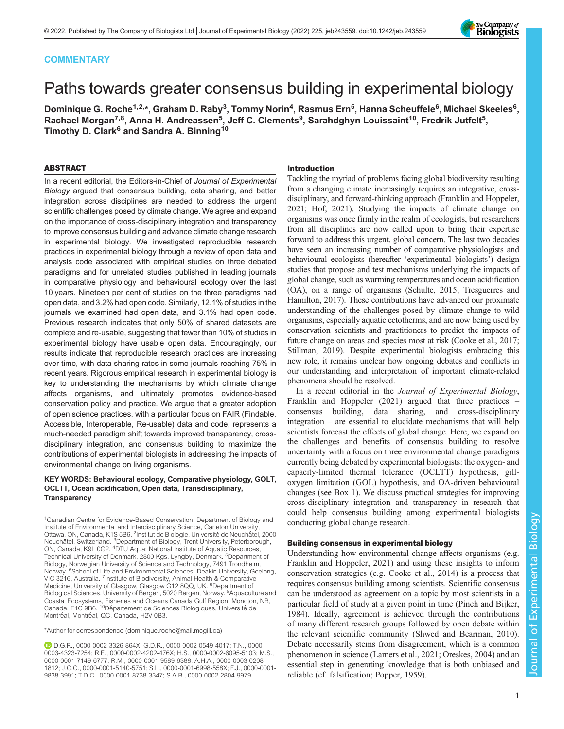COMMENTARY

# Paths towards greater consensus building in experimental biology

**Dominique G. Roche[1,2,*], Graham D. Raby[3], Tommy Norin[4], Rasmus Ern[5], Hanna Scheuffele[6], Michael Skeeles[6], Rachael Morgan[7,8], Anna H. Andreassen[5], Jeff C. Clements[9], Sarahdghyn Louissaint[10], Fredrik Jutfelt[5], Timothy D. Clark[6] and Sandra A. Binning[10]**

## ABSTRACT

In a recent editorial, the Editors-in-Chief of *Journal of Experimental Biology* argued that consensus building, data sharing, and better integration across disciplines are needed to address the urgent scientific challenges posed by climate change. We agree and expand on the importance of cross-disciplinary integration and transparency to improve consensus building and advance climate change research in experimental biology. We investigated reproducible research practices in experimental biology through a review of open data and analysis code associated with empirical studies on three debated paradigms and for unrelated studies published in leading journals in comparative physiology and behavioural ecology over the last 10 years. Nineteen per cent of studies on the three paradigms had open data, and 3.2% had open code. Similarly, 12.1% of studies in the journals we examined had open data, and 3.1% had open code. Previous research indicates that only 50% of shared datasets are complete and re-usable, suggesting that fewer than 10% of studies in experimental biology have usable open data. Encouragingly, our results indicate that reproducible research practices are increasing over time, with data sharing rates in some journals reaching 75% in recent years. Rigorous empirical research in experimental biology is key to understanding the mechanisms by which climate change affects organisms, and ultimately promotes evidence-based conservation policy and practice. We argue that a greater adoption of open science practices, with a particular focus on FAIR (Findable, Accessible, Interoperable, Re-usable) data and code, represents a much-needed paradigm shift towards improved transparency, cross-disciplinary integration, and consensus building to maximize the contributions of experimental biologists in addressing the impacts of environmental change on living organisms.

**KEY WORDS: Behavioural ecology, Comparative physiology, GOLT, OCLTT, Ocean acidification, Open data, Transdisciplinary, Transparency**

[1]Canadian Centre for Evidence-Based Conservation, Department of Biology and Institute of Environmental and Interdisciplinary Science, Carleton University, Ottawa, ON, Canada, K1S 5B6. [2]Institut de Biologie, Université de Neuchâtel, 2000 Neuchâtel, Switzerland. [3]Department of Biology, Trent University, Peterborough, ON, Canada, K9L 0G2. [4]DTU Aqua: National Institute of Aquatic Resources, Technical University of Denmark, 2800 Kgs. Lyngby, Denmark. [5]Department of Biology, Norwegian University of Science and Technology, 7491 Trondheim, Norway. [6]School of Life and Environmental Sciences, Deakin University, Geelong, VIC 3216, Australia. [7]Institute of Biodiversity, Animal Health & Comparative Medicine, University of Glasgow, Glasgow G12 8QQ, UK. [8]Department of Biological Sciences, University of Bergen, 5020 Bergen, Norway. [9]Aquaculture and Coastal Ecosystems, Fisheries and Oceans Canada Gulf Region, Moncton, NB, Canada, E1C 9B6. [10]Département de Sciences Biologiques, Université de Montréal, Montréal, QC, Canada, H2V 0B3.

*Author for correspondence (dominique.roche@mail.mcgill.ca)

D.G.R., 0000-0002-3326-864X; G.D.R., 0000-0002-0549-4017; T.N., 0000-0003-4323-7254; R.E., 0000-0002-4202-476X; H.S., 0000-0002-6095-5103; M.S., 0000-0001-7149-6777; R.M., 0000-0001-9589-6388; A.H.A., 0000-0003-0208-1812; J.C.C., 0000-0001-5140-5751; S.L., 0000-0001-6998-558X; F.J., 0000-0001-9838-3991; T.D.C., 0000-0001-8738-3347; S.A.B., 0000-0002-2804-9979

## Introduction

Tackling the myriad of problems facing global biodiversity resulting from a changing climate increasingly requires an integrative, cross-disciplinary, and forward-thinking approach (Franklin and Hoppeler, 2021; Hof, 2021). Studying the impacts of climate change on organisms was once firmly in the realm of ecologists, but researchers from all disciplines are now called upon to bring their expertise forward to address this urgent, global concern. The last two decades have seen an increasing number of comparative physiologists and behavioural ecologists (hereafter 'experimental biologists') design studies that propose and test mechanisms underlying the impacts of global change, such as warming temperatures and ocean acidification (OA), on a range of organisms (Schulte, 2015; Tresguerres and Hamilton, 2017). These contributions have advanced our proximate understanding of the challenges posed by climate change to wild organisms, especially aquatic ectotherms, and are now being used by conservation scientists and practitioners to predict the impacts of future change on areas and species most at risk (Cooke et al., 2017; Stillman, 2019). Despite experimental biologists embracing this new role, it remains unclear how ongoing debates and conflicts in our understanding and interpretation of important climate-related phenomena should be resolved.

In a recent editorial in the *Journal of Experimental Biology*, Franklin and Hoppeler (2021) argued that three practices – consensus building, data sharing, and cross-disciplinary integration – are essential to elucidate mechanisms that will help scientists forecast the effects of global change. Here, we expand on the challenges and benefits of consensus building to resolve uncertainty with a focus on three environmental change paradigms currently being debated by experimental biologists: the oxygen- and capacity-limited thermal tolerance (OCLTT) hypothesis, gill-oxygen limitation (GOL) hypothesis, and OA-driven behavioural changes (see Box 1). We discuss practical strategies for improving cross-disciplinary integration and transparency in research that could help consensus building among experimental biologists conducting global change research.

## Building consensus in experimental biology

Understanding how environmental change affects organisms (e.g. Franklin and Hoppeler, 2021) and using these insights to inform conservation strategies (e.g. Cooke et al., 2014) is a process that requires consensus building among scientists. Scientific consensus can be understood as agreement on a topic by most scientists in a particular field of study at a given point in time (Pinch and Bijker, 1984). Ideally, agreement is achieved through the contributions of many different research groups followed by open debate within the relevant scientific community (Shwed and Bearman, 2010). Debate necessarily stems from disagreement, which is a common phenomenon in science (Lamers et al., 2021; Oreskes, 2004) and an essential step in generating knowledge that is both unbiased and reliable (cf. falsification; Popper, 1959).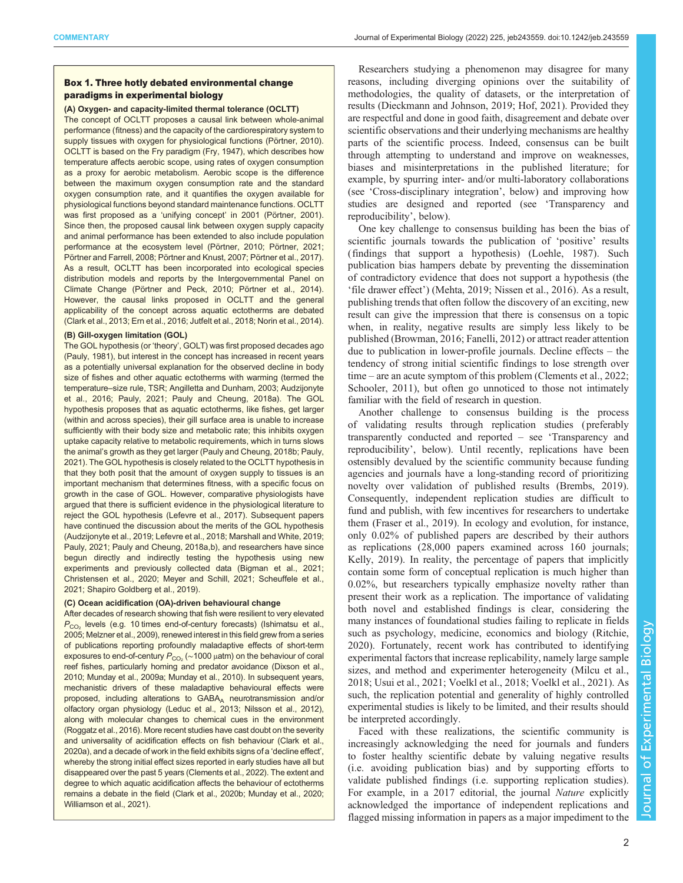### Box 1. Three hotly debated environmental change paradigms in experimental biology

**(A) Oxygen- and capacity-limited thermal tolerance (OCLTT)**

The concept of OCLTT proposes a causal link between whole-animal performance (fitness) and the capacity of the cardiorespiratory system to supply tissues with oxygen for physiological functions (Pörtner, 2010). OCLTT is based on the Fry paradigm (Fry, 1947), which describes how temperature affects aerobic scope, using rates of oxygen consumption as a proxy for aerobic metabolism. Aerobic scope is the difference between the maximum oxygen consumption rate and the standard oxygen consumption rate, and it quantifies the oxygen available for physiological functions beyond standard maintenance functions. OCLTT was first proposed as a 'unifying concept' in 2001 (Pörtner, 2001). Since then, the proposed causal link between oxygen supply capacity and animal performance has been extended to also include population performance at the ecosystem level (Pörtner, 2010; Pörtner, 2021; Pörtner and Farrell, 2008; Pörtner and Knust, 2007; Pörtner et al., 2017). As a result, OCLTT has been incorporated into ecological species distribution models and reports by the Intergovernmental Panel on Climate Change (Pörtner and Peck, 2010; Pörtner et al., 2014). However, the causal links proposed in OCLTT and the general applicability of the concept across aquatic ectotherms are debated (Clark et al., 2013; Ern et al., 2016; Jutfelt et al., 2018; Norin et al., 2014).

**(B) Gill-oxygen limitation (GOL)**

The GOL hypothesis (or 'theory', GOLT) was first proposed decades ago (Pauly, 1981), but interest in the concept has increased in recent years as a potentially universal explanation for the observed decline in body size of fishes and other aquatic ectotherms with warming (termed the temperature–size rule, TSR; Angilletta and Dunham, 2003; Audzijonyte et al., 2016; Pauly, 2021; Pauly and Cheung, 2018a). The GOL hypothesis proposes that as aquatic ectotherms, like fishes, get larger (within and across species), their gill surface area is unable to increase sufficiently with their body size and metabolic rate; this inhibits oxygen uptake capacity relative to metabolic requirements, which in turns slows the animal's growth as they get larger (Pauly and Cheung, 2018b; Pauly, 2021). The GOL hypothesis is closely related to the OCLTT hypothesis in that they both posit that the amount of oxygen supply to tissues is an important mechanism that determines fitness, with a specific focus on growth in the case of GOL. However, comparative physiologists have argued that there is sufficient evidence in the physiological literature to reject the GOL hypothesis (Lefevre et al., 2017). Subsequent papers have continued the discussion about the merits of the GOL hypothesis (Audzijonyte et al., 2019; Lefevre et al., 2018; Marshall and White, 2019; Pauly, 2021; Pauly and Cheung, 2018a,b), and researchers have since begun directly and indirectly testing the hypothesis using new experiments and previously collected data (Bigman et al., 2021; Christensen et al., 2020; Meyer and Schill, 2021; Scheuffele et al., 2021; Shapiro Goldberg et al., 2019).

**(C) Ocean acidification (OA)-driven behavioural change**

After decades of research showing that fish were resilient to very elevated $P_{CO_2}$ levels (e.g. 10 times end-of-century forecasts) (Ishimatsu et al., 2005; Melzner et al., 2009), renewed interest in this field grew from a series of publications reporting profoundly maladaptive effects of short-term exposures to end-of-century $P_{CO_2}$ (~1000 µatm) on the behaviour of coral reef fishes, particularly homing and predator avoidance (Dixson et al., 2010; Munday et al., 2009a; Munday et al., 2010). In subsequent years, mechanistic drivers of these maladaptive behavioural effects were proposed, including alterations to $GABA_A$ neurotransmission and/or olfactory organ physiology (Leduc et al., 2013; Nilsson et al., 2012), along with molecular changes to chemical cues in the environment (Roggatz et al., 2016). More recent studies have cast doubt on the severity and universality of acidification effects on fish behaviour (Clark et al., 2020a), and a decade of work in the field exhibits signs of a 'decline effect', whereby the strong initial effect sizes reported in early studies have all but disappeared over the past 5 years (Clements et al., 2022). The extent and degree to which aquatic acidification affects the behaviour of ectotherms remains a debate in the field (Clark et al., 2020b; Munday et al., 2020; Williamson et al., 2021).

Researchers studying a phenomenon may disagree for many reasons, including diverging opinions over the suitability of methodologies, the quality of datasets, or the interpretation of results (Dieckmann and Johnson, 2019; Hof, 2021). Provided they are respectful and done in good faith, disagreement and debate over scientific observations and their underlying mechanisms are healthy parts of the scientific process. Indeed, consensus can be built through attempting to understand and improve on weaknesses, biases and misinterpretations in the published literature; for example, by spurring inter- and/or multi-laboratory collaborations (see 'Cross-disciplinary integration', below) and improving how studies are designed and reported (see 'Transparency and reproducibility', below).

One key challenge to consensus building has been the bias of scientific journals towards the publication of 'positive' results (findings that support a hypothesis) (Loehle, 1987). Such publication bias hampers debate by preventing the dissemination of contradictory evidence that does not support a hypothesis (the 'file drawer effect') (Mehta, 2019; Nissen et al., 2016). As a result, publishing trends that often follow the discovery of an exciting, new result can give the impression that there is consensus on a topic when, in reality, negative results are simply less likely to be published (Browman, 2016; Fanelli, 2012) or attract reader attention due to publication in lower-profile journals. Decline effects – the tendency of strong initial scientific findings to lose strength over time – are an acute symptom of this problem (Clements et al., 2022; Schooler, 2011), but often go unnoticed to those not intimately familiar with the field of research in question.

Another challenge to consensus building is the process of validating results through replication studies (preferably transparently conducted and reported – see 'Transparency and reproducibility', below). Until recently, replications have been ostensibly devalued by the scientific community because funding agencies and journals have a long-standing record of prioritizing novelty over validation of published results (Brembs, 2019). Consequently, independent replication studies are difficult to fund and publish, with few incentives for researchers to undertake them (Fraser et al., 2019). In ecology and evolution, for instance, only 0.02% of published papers are described by their authors as replications (28,000 papers examined across 160 journals; Kelly, 2019). In reality, the percentage of papers that implicitly contain some form of conceptual replication is much higher than 0.02%, but researchers typically emphasize novelty rather than present their work as a replication. The importance of validating both novel and established findings is clear, considering the many instances of foundational studies failing to replicate in fields such as psychology, medicine, economics and biology (Ritchie, 2020). Fortunately, recent work has contributed to identifying experimental factors that increase replicability, namely large sample sizes, and method and experimenter heterogeneity (Milcu et al., 2018; Usui et al., 2021; Voelkl et al., 2018; Voelkl et al., 2021). As such, the replication potential and generality of highly controlled experimental studies is likely to be limited, and their results should be interpreted accordingly.

Faced with these realizations, the scientific community is increasingly acknowledging the need for journals and funders to foster healthy scientific debate by valuing negative results (i.e. avoiding publication bias) and by supporting efforts to validate published findings (i.e. supporting replication studies). For example, in a 2017 editorial, the journal *Nature* explicitly acknowledged the importance of independent replications and flagged missing information in papers as a major impediment to the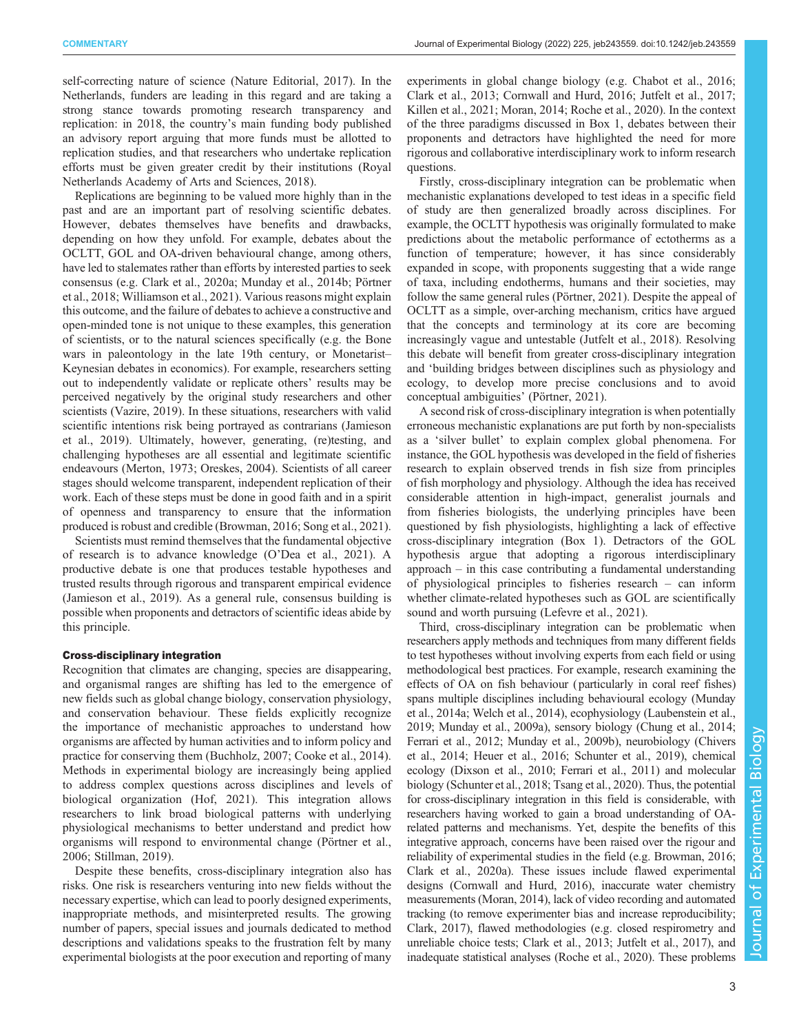self-correcting nature of science (Nature Editorial, 2017). In the Netherlands, funders are leading in this regard and are taking a strong stance towards promoting research transparency and replication: in 2018, the country's main funding body published an advisory report arguing that more funds must be allotted to replication studies, and that researchers who undertake replication efforts must be given greater credit by their institutions (Royal Netherlands Academy of Arts and Sciences, 2018).

Replications are beginning to be valued more highly than in the past and are an important part of resolving scientific debates. However, debates themselves have benefits and drawbacks, depending on how they unfold. For example, debates about the OCLTT, GOL and OA-driven behavioural change, among others, have led to stalemates rather than efforts by interested parties to seek consensus (e.g. Clark et al., 2020a; Munday et al., 2014b; Pörtner et al., 2018; Williamson et al., 2021). Various reasons might explain this outcome, and the failure of debates to achieve a constructive and open-minded tone is not unique to these examples, this generation of scientists, or to the natural sciences specifically (e.g. the Bone wars in paleontology in the late 19th century, or Monetarist–Keynesian debates in economics). For example, researchers setting out to independently validate or replicate others' results may be perceived negatively by the original study researchers and other scientists (Vazire, 2019). In these situations, researchers with valid scientific intentions risk being portrayed as contrarians (Jamieson et al., 2019). Ultimately, however, generating, (re)testing, and challenging hypotheses are all essential and legitimate scientific endeavours (Merton, 1973; Oreskes, 2004). Scientists of all career stages should welcome transparent, independent replication of their work. Each of these steps must be done in good faith and in a spirit of openness and transparency to ensure that the information produced is robust and credible (Browman, 2016; Song et al., 2021).

Scientists must remind themselves that the fundamental objective of research is to advance knowledge (O'Dea et al., 2021). A productive debate is one that produces testable hypotheses and trusted results through rigorous and transparent empirical evidence (Jamieson et al., 2019). As a general rule, consensus building is possible when proponents and detractors of scientific ideas abide by this principle.

### Cross-disciplinary integration

Recognition that climates are changing, species are disappearing, and organismal ranges are shifting has led to the emergence of new fields such as global change biology, conservation physiology, and conservation behaviour. These fields explicitly recognize the importance of mechanistic approaches to understand how organisms are affected by human activities and to inform policy and practice for conserving them (Buchholz, 2007; Cooke et al., 2014). Methods in experimental biology are increasingly being applied to address complex questions across disciplines and levels of biological organization (Hof, 2021). This integration allows researchers to link broad biological patterns with underlying physiological mechanisms to better understand and predict how organisms will respond to environmental change (Pörtner et al., 2006; Stillman, 2019).

Despite these benefits, cross-disciplinary integration also has risks. One risk is researchers venturing into new fields without the necessary expertise, which can lead to poorly designed experiments, inappropriate methods, and misinterpreted results. The growing number of papers, special issues and journals dedicated to method descriptions and validations speaks to the frustration felt by many experimental biologists at the poor execution and reporting of many experiments in global change biology (e.g. Chabot et al., 2016; Clark et al., 2013; Cornwall and Hurd, 2016; Jutfelt et al., 2017; Killen et al., 2021; Moran, 2014; Roche et al., 2020). In the context of the three paradigms discussed in Box 1, debates between their proponents and detractors have highlighted the need for more rigorous and collaborative interdisciplinary work to inform research questions.

Firstly, cross-disciplinary integration can be problematic when mechanistic explanations developed to test ideas in a specific field of study are then generalized broadly across disciplines. For example, the OCLTT hypothesis was originally formulated to make predictions about the metabolic performance of ectotherms as a function of temperature; however, it has since considerably expanded in scope, with proponents suggesting that a wide range of taxa, including endotherms, humans and their societies, may follow the same general rules (Pörtner, 2021). Despite the appeal of OCLTT as a simple, over-arching mechanism, critics have argued that the concepts and terminology at its core are becoming increasingly vague and untestable (Jutfelt et al., 2018). Resolving this debate will benefit from greater cross-disciplinary integration and 'building bridges between disciplines such as physiology and ecology, to develop more precise conclusions and to avoid conceptual ambiguities' (Pörtner, 2021).

A second risk of cross-disciplinary integration is when potentially erroneous mechanistic explanations are put forth by non-specialists as a 'silver bullet' to explain complex global phenomena. For instance, the GOL hypothesis was developed in the field of fisheries research to explain observed trends in fish size from principles of fish morphology and physiology. Although the idea has received considerable attention in high-impact, generalist journals and from fisheries biologists, the underlying principles have been questioned by fish physiologists, highlighting a lack of effective cross-disciplinary integration (Box 1). Detractors of the GOL hypothesis argue that adopting a rigorous interdisciplinary approach – in this case contributing a fundamental understanding of physiological principles to fisheries research – can inform whether climate-related hypotheses such as GOL are scientifically sound and worth pursuing (Lefevre et al., 2021).

Third, cross-disciplinary integration can be problematic when researchers apply methods and techniques from many different fields to test hypotheses without involving experts from each field or using methodological best practices. For example, research examining the effects of OA on fish behaviour (particularly in coral reef fishes) spans multiple disciplines including behavioural ecology (Munday et al., 2014a; Welch et al., 2014), ecophysiology (Laubenstein et al., 2019; Munday et al., 2009a), sensory biology (Chung et al., 2014; Ferrari et al., 2012; Munday et al., 2009b), neurobiology (Chivers et al., 2014; Heuer et al., 2016; Schunter et al., 2019), chemical ecology (Dixson et al., 2010; Ferrari et al., 2011) and molecular biology (Schunter et al., 2018; Tsang et al., 2020). Thus, the potential for cross-disciplinary integration in this field is considerable, with researchers having worked to gain a broad understanding of OA-related patterns and mechanisms. Yet, despite the benefits of this integrative approach, concerns have been raised over the rigour and reliability of experimental studies in the field (e.g. Browman, 2016; Clark et al., 2020a). These issues include flawed experimental designs (Cornwall and Hurd, 2016), inaccurate water chemistry measurements (Moran, 2014), lack of video recording and automated tracking (to remove experimenter bias and increase reproducibility; Clark, 2017), flawed methodologies (e.g. closed respirometry and unreliable choice tests; Clark et al., 2013; Jutfelt et al., 2017), and inadequate statistical analyses (Roche et al., 2020). These problems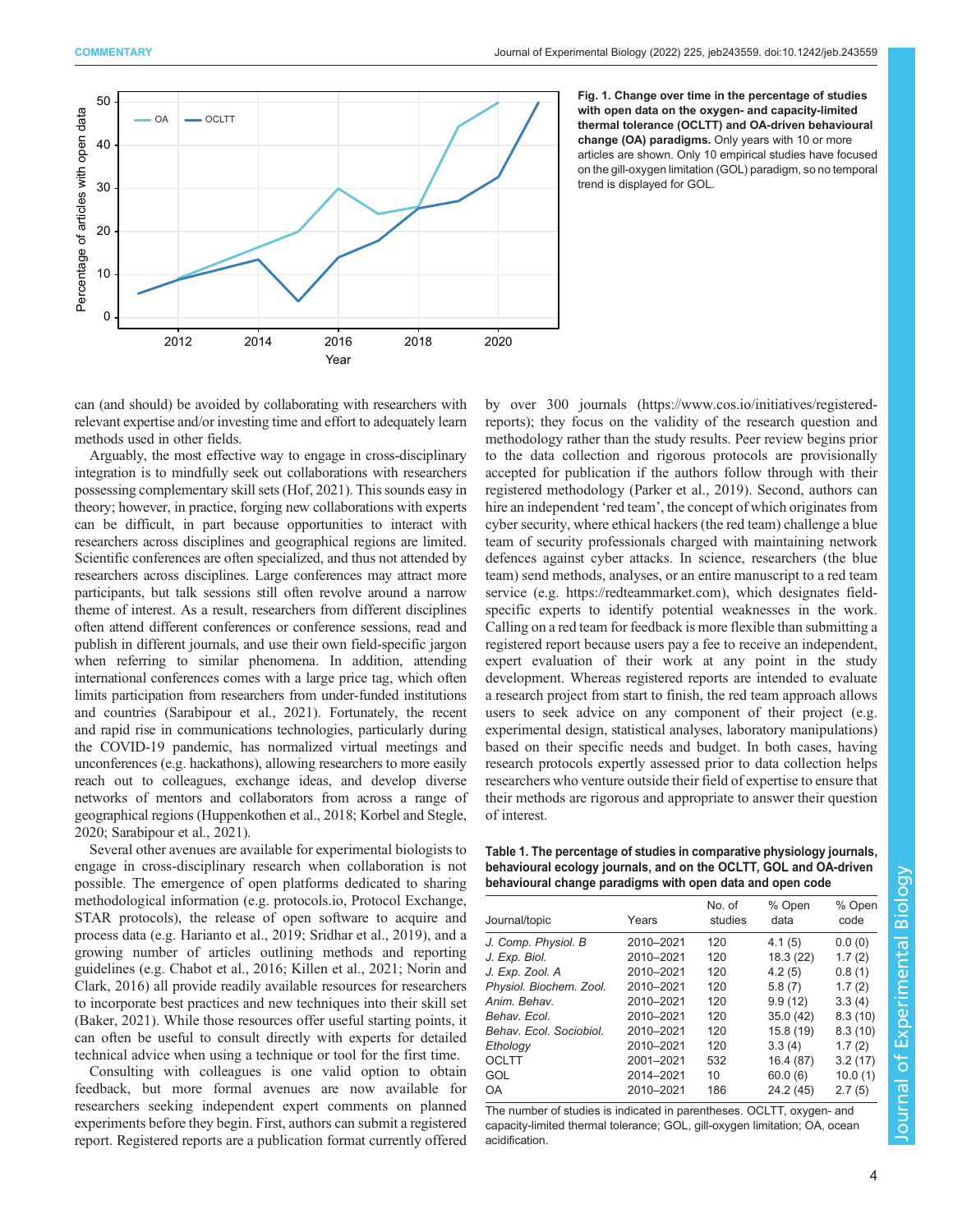**Fig. 1. Change over time in the percentage of studies with open data on the oxygen- and capacity-limited thermal tolerance (OCLTT) and OA-driven behavioural change (OA) paradigms.** Only years with 10 or more articles are shown. Only 10 empirical studies have focused on the gill-oxygen limitation (GOL) paradigm, so no temporal trend is displayed for GOL.

can (and should) be avoided by collaborating with researchers with relevant expertise and/or investing time and effort to adequately learn methods used in other fields.

Arguably, the most effective way to engage in cross-disciplinary integration is to mindfully seek out collaborations with researchers possessing complementary skill sets (Hof, 2021). This sounds easy in theory; however, in practice, forging new collaborations with experts can be difficult, in part because opportunities to interact with researchers across disciplines and geographical regions are limited. Scientific conferences are often specialized, and thus not attended by researchers across disciplines. Large conferences may attract more participants, but talk sessions still often revolve around a narrow theme of interest. As a result, researchers from different disciplines often attend different conferences or conference sessions, read and publish in different journals, and use their own field-specific jargon when referring to similar phenomena. In addition, attending international conferences comes with a large price tag, which often limits participation from researchers from under-funded institutions and countries (Sarabipour et al., 2021). Fortunately, the recent and rapid rise in communications technologies, particularly during the COVID-19 pandemic, has normalized virtual meetings and unconferences (e.g. hackathons), allowing researchers to more easily reach out to colleagues, exchange ideas, and develop diverse networks of mentors and collaborators from across a range of geographical regions (Huppenkothen et al., 2018; Korbel and Stegle, 2020; Sarabipour et al., 2021).

Several other avenues are available for experimental biologists to engage in cross-disciplinary research when collaboration is not possible. The emergence of open platforms dedicated to sharing methodological information (e.g. protocols.io, Protocol Exchange, STAR protocols), the release of open software to acquire and process data (e.g. Harianto et al., 2019; Sridhar et al., 2019), and a growing number of articles outlining methods and reporting guidelines (e.g. Chabot et al., 2016; Killen et al., 2021; Norin and Clark, 2016) all provide readily available resources for researchers to incorporate best practices and new techniques into their skill set (Baker, 2021). While those resources offer useful starting points, it can often be useful to consult directly with experts for detailed technical advice when using a technique or tool for the first time.

Consulting with colleagues is one valid option to obtain feedback, but more formal avenues are now available for researchers seeking independent expert comments on planned experiments before they begin. First, authors can submit a registered report. Registered reports are a publication format currently offered by over 300 journals (https://www.cos.io/initiatives/registered-reports); they focus on the validity of the research question and methodology rather than the study results. Peer review begins prior to the data collection and rigorous protocols are provisionally accepted for publication if the authors follow through with their registered methodology (Parker et al., 2019). Second, authors can hire an independent 'red team', the concept of which originates from cyber security, where ethical hackers (the red team) challenge a blue team of security professionals charged with maintaining network defences against cyber attacks. In science, researchers (the blue team) send methods, analyses, or an entire manuscript to a red team service (e.g. https://redteammarket.com), which designates field-specific experts to identify potential weaknesses in the work. Calling on a red team for feedback is more flexible than submitting a registered report because users pay a fee to receive an independent, expert evaluation of their work at any point in the study development. Whereas registered reports are intended to evaluate a research project from start to finish, the red team approach allows users to seek advice on any component of their project (e.g. experimental design, statistical analyses, laboratory manipulations) based on their specific needs and budget. In both cases, having research protocols expertly assessed prior to data collection helps researchers who venture outside their field of expertise to ensure that their methods are rigorous and appropriate to answer their question of interest.

**Table 1. The percentage of studies in comparative physiology journals, behavioural ecology journals, and on the OCLTT, GOL and OA-driven behavioural change paradigms with open data and open code**

| Journal/topic | Years | No. of studies | % Open data | % Open code |
|---|---|---|---|---|
| *J. Comp. Physiol. B* | 2010–2021 | 120 | 4.1 (5) | 0.0 (0) |
| *J. Exp. Biol.* | 2010–2021 | 120 | 18.3 (22) | 1.7 (2) |
| *J. Exp. Zool. A* | 2010–2021 | 120 | 4.2 (5) | 0.8 (1) |
| *Physiol. Biochem. Zool.* | 2010–2021 | 120 | 5.8 (7) | 1.7 (2) |
| *Anim. Behav.* | 2010–2021 | 120 | 9.9 (12) | 3.3 (4) |
| *Behav. Ecol.* | 2010–2021 | 120 | 35.0 (42) | 8.3 (10) |
| *Behav. Ecol. Sociobiol.* | 2010–2021 | 120 | 15.8 (19) | 8.3 (10) |
| *Ethology* | 2010–2021 | 120 | 3.3 (4) | 1.7 (2) |
| OCLTT | 2001–2021 | 532 | 16.4 (87) | 3.2 (17) |
| GOL | 2014–2021 | 10 | 60.0 (6) | 10.0 (1) |
| OA | 2010–2021 | 186 | 24.2 (45) | 2.7 (5) |

The number of studies is indicated in parentheses. OCLTT, oxygen- and capacity-limited thermal tolerance; GOL, gill-oxygen limitation; OA, ocean acidification.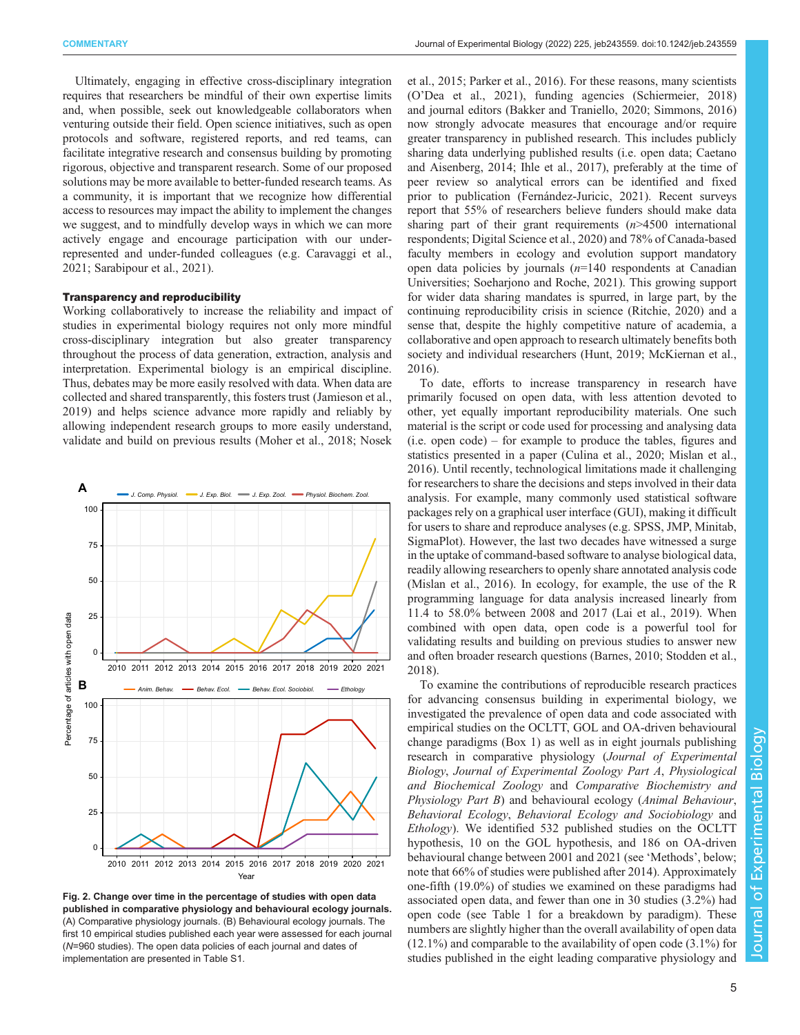Ultimately, engaging in effective cross-disciplinary integration requires that researchers be mindful of their own expertise limits and, when possible, seek out knowledgeable collaborators when venturing outside their field. Open science initiatives, such as open protocols and software, registered reports, and red teams, can facilitate integrative research and consensus building by promoting rigorous, objective and transparent research. Some of our proposed solutions may be more available to better-funded research teams. As a community, it is important that we recognize how differential access to resources may impact the ability to implement the changes we suggest, and to mindfully develop ways in which we can more actively engage and encourage participation with our under-represented and under-funded colleagues (e.g. Caravaggi et al., 2021; Sarabipour et al., 2021).

### Transparency and reproducibility

Working collaboratively to increase the reliability and impact of studies in experimental biology requires not only more mindful cross-disciplinary integration but also greater transparency throughout the process of data generation, extraction, analysis and interpretation. Experimental biology is an empirical discipline. Thus, debates may be more easily resolved with data. When data are collected and shared transparently, this fosters trust (Jamieson et al., 2019) and helps science advance more rapidly and reliably by allowing independent research groups to more easily understand, validate and build on previous results (Moher et al., 2018; Nosek et al., 2015; Parker et al., 2016). For these reasons, many scientists (O'Dea et al., 2021), funding agencies (Schiermeier, 2018) and journal editors (Bakker and Traniello, 2020; Simmons, 2016) now strongly advocate measures that encourage and/or require greater transparency in published research. This includes publicly sharing data underlying published results (i.e. open data; Caetano and Aisenberg, 2014; Ihle et al., 2017), preferably at the time of peer review so analytical errors can be identified and fixed prior to publication (Fernández-Juricic, 2021). Recent surveys report that 55% of researchers believe funders should make data sharing part of their grant requirements ($n$>4500 international respondents; Digital Science et al., 2020) and 78% of Canada-based faculty members in ecology and evolution support mandatory open data policies by journals ($n$=140 respondents at Canadian Universities; Soeharjono and Roche, 2021). This growing support for wider data sharing mandates is spurred, in large part, by the continuing reproducibility crisis in science (Ritchie, 2020) and a sense that, despite the highly competitive nature of academia, a collaborative and open approach to research ultimately benefits both society and individual researchers (Hunt, 2019; McKiernan et al., 2016).

To date, efforts to increase transparency in research have primarily focused on open data, with less attention devoted to other, yet equally important reproducibility materials. One such material is the script or code used for processing and analysing data (i.e. open code) – for example to produce the tables, figures and statistics presented in a paper (Culina et al., 2020; Mislan et al., 2016). Until recently, technological limitations made it challenging for researchers to share the decisions and steps involved in their data analysis. For example, many commonly used statistical software packages rely on a graphical user interface (GUI), making it difficult for users to share and reproduce analyses (e.g. SPSS, JMP, Minitab, SigmaPlot). However, the last two decades have witnessed a surge in the uptake of command-based software to analyse biological data, readily allowing researchers to openly share annotated analysis code (Mislan et al., 2016). In ecology, for example, the use of the R programming language for data analysis increased linearly from 11.4 to 58.0% between 2008 and 2017 (Lai et al., 2019). When combined with open data, open code is a powerful tool for validating results and building on previous studies to answer new and often broader research questions (Barnes, 2010; Stodden et al., 2018).

To examine the contributions of reproducible research practices for advancing consensus building in experimental biology, we investigated the prevalence of open data and code associated with empirical studies on the OCLTT, GOL and OA-driven behavioural change paradigms (Box 1) as well as in eight journals publishing research in comparative physiology (*Journal of Experimental Biology*, *Journal of Experimental Zoology Part A*, *Physiological and Biochemical Zoology* and *Comparative Biochemistry and Physiology Part B*) and behavioural ecology (*Animal Behaviour*, *Behavioral Ecology*, *Behavioral Ecology and Sociobiology* and *Ethology*). We identified 532 published studies on the OCLTT hypothesis, 10 on the GOL hypothesis, and 186 on OA-driven behavioural change between 2001 and 2021 (see 'Methods', below; note that 66% of studies were published after 2014). Approximately one-fifth (19.0%) of studies we examined on these paradigms had associated open data, and fewer than one in 30 studies (3.2%) had open code (see Table 1 for a breakdown by paradigm). These numbers are slightly higher than the overall availability of open data (12.1%) and comparable to the availability of open code (3.1%) for studies published in the eight leading comparative physiology and

**Fig. 2. Change over time in the percentage of studies with open data published in comparative physiology and behavioural ecology journals.** (A) Comparative physiology journals. (B) Behavioural ecology journals. The first 10 empirical studies published each year were assessed for each journal ($N$=960 studies). The open data policies of each journal and dates of implementation are presented in Table S1.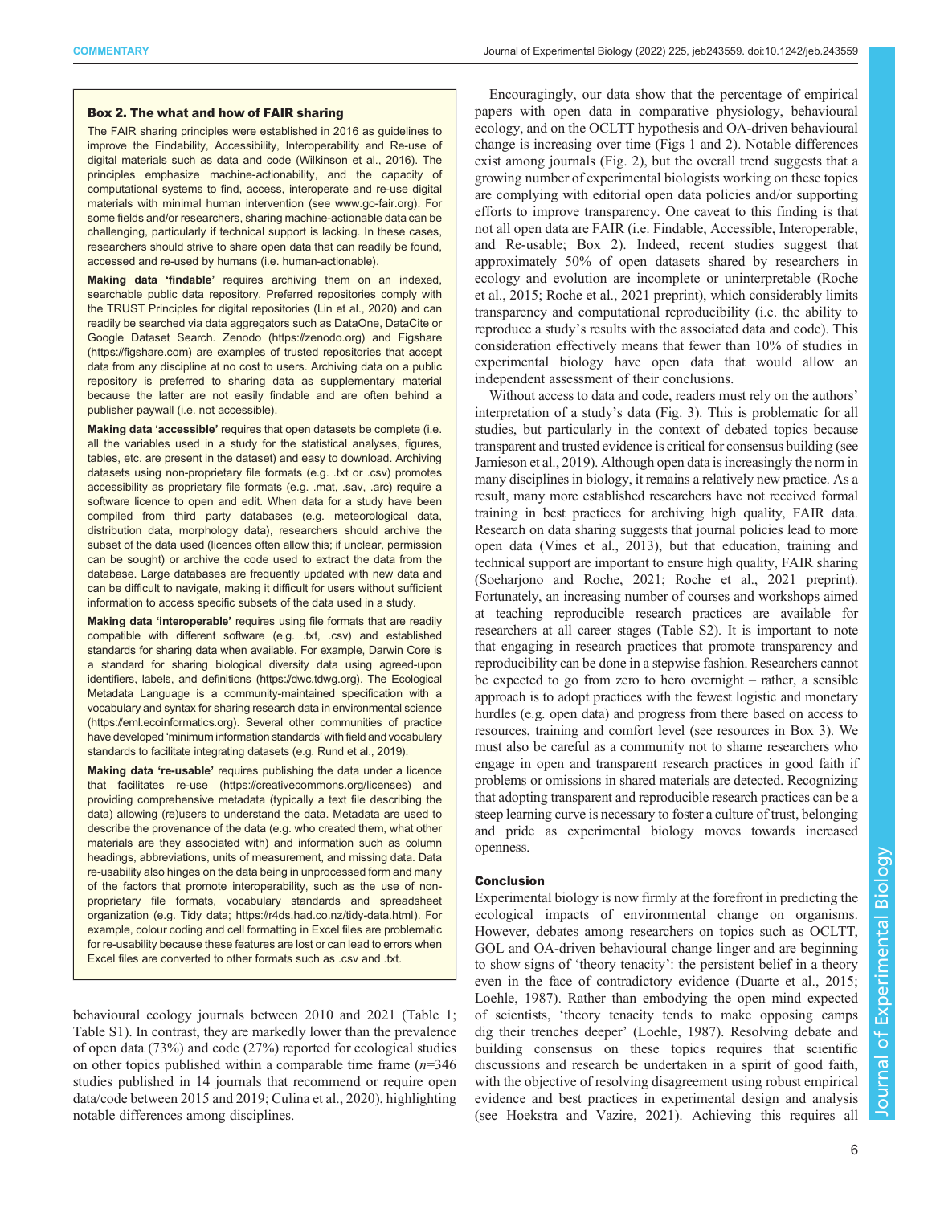### Box 2. The what and how of FAIR sharing

The FAIR sharing principles were established in 2016 as guidelines to improve the Findability, Accessibility, Interoperability and Re-use of digital materials such as data and code (Wilkinson et al., 2016). The principles emphasize machine-actionability, and the capacity of computational systems to find, access, interoperate and re-use digital materials with minimal human intervention (see www.go-fair.org). For some fields and/or researchers, sharing machine-actionable data can be challenging, particularly if technical support is lacking. In these cases, researchers should strive to share open data that can readily be found, accessed and re-used by humans (i.e. human-actionable).

**Making data 'findable'** requires archiving them on an indexed, searchable public data repository. Preferred repositories comply with the TRUST Principles for digital repositories (Lin et al., 2020) and can readily be searched via data aggregators such as DataOne, DataCite or Google Dataset Search. Zenodo (https://zenodo.org) and Figshare (https://figshare.com) are examples of trusted repositories that accept data from any discipline at no cost to users. Archiving data on a public repository is preferred to sharing data as supplementary material because the latter are not easily findable and are often behind a publisher paywall (i.e. not accessible).

**Making data 'accessible'** requires that open datasets be complete (i.e. all the variables used in a study for the statistical analyses, figures, tables, etc. are present in the dataset) and easy to download. Archiving datasets using non-proprietary file formats (e.g. .txt or .csv) promotes accessibility as proprietary file formats (e.g. .mat, .sav, .arc) require a software licence to open and edit. When data for a study have been compiled from third party databases (e.g. meteorological data, distribution data, morphology data), researchers should archive the subset of the data used (licences often allow this; if unclear, permission can be sought) or archive the code used to extract the data from the database. Large databases are frequently updated with new data and can be difficult to navigate, making it difficult for users without sufficient information to access specific subsets of the data used in a study.

**Making data 'interoperable'** requires using file formats that are readily compatible with different software (e.g. .txt, .csv) and established standards for sharing data when available. For example, Darwin Core is a standard for sharing biological diversity data using agreed-upon identifiers, labels, and definitions (https://dwc.tdwg.org). The Ecological Metadata Language is a community-maintained specification with a vocabulary and syntax for sharing research data in environmental science (https://eml.ecoinformatics.org). Several other communities of practice have developed 'minimum information standards' with field and vocabulary standards to facilitate integrating datasets (e.g. Rund et al., 2019).

**Making data 're-usable'** requires publishing the data under a licence that facilitates re-use (https://creativecommons.org/licenses) and providing comprehensive metadata (typically a text file describing the data) allowing (re)users to understand the data. Metadata are used to describe the provenance of the data (e.g. who created them, what other materials are they associated with) and information such as column headings, abbreviations, units of measurement, and missing data. Data re-usability also hinges on the data being in unprocessed form and many of the factors that promote interoperability, such as the use of non-proprietary file formats, vocabulary standards and spreadsheet organization (e.g. Tidy data; https://r4ds.had.co.nz/tidy-data.html). For example, colour coding and cell formatting in Excel files are problematic for re-usability because these features are lost or can lead to errors when Excel files are converted to other formats such as .csv and .txt.

behavioural ecology journals between 2010 and 2021 (Table 1; Table S1). In contrast, they are markedly lower than the prevalence of open data (73%) and code (27%) reported for ecological studies on other topics published within a comparable time frame ($n$=346 studies published in 14 journals that recommend or require open data/code between 2015 and 2019; Culina et al., 2020), highlighting notable differences among disciplines.

Encouragingly, our data show that the percentage of empirical papers with open data in comparative physiology, behavioural ecology, and on the OCLTT hypothesis and OA-driven behavioural change is increasing over time (Figs 1 and 2). Notable differences exist among journals (Fig. 2), but the overall trend suggests that a growing number of experimental biologists working on these topics are complying with editorial open data policies and/or supporting efforts to improve transparency. One caveat to this finding is that not all open data are FAIR (i.e. Findable, Accessible, Interoperable, and Re-usable; Box 2). Indeed, recent studies suggest that approximately 50% of open datasets shared by researchers in ecology and evolution are incomplete or uninterpretable (Roche et al., 2015; Roche et al., 2021 preprint), which considerably limits transparency and computational reproducibility (i.e. the ability to reproduce a study's results with the associated data and code). This consideration effectively means that fewer than 10% of studies in experimental biology have open data that would allow an independent assessment of their conclusions.

Without access to data and code, readers must rely on the authors' interpretation of a study's data (Fig. 3). This is problematic for all studies, but particularly in the context of debated topics because transparent and trusted evidence is critical for consensus building (see Jamieson et al., 2019). Although open data is increasingly the norm in many disciplines in biology, it remains a relatively new practice. As a result, many more established researchers have not received formal training in best practices for archiving high quality, FAIR data. Research on data sharing suggests that journal policies lead to more open data (Vines et al., 2013), but that education, training and technical support are important to ensure high quality, FAIR sharing (Soeharjono and Roche, 2021; Roche et al., 2021 preprint). Fortunately, an increasing number of courses and workshops aimed at teaching reproducible research practices are available for researchers at all career stages (Table S2). It is important to note that engaging in research practices that promote transparency and reproducibility can be done in a stepwise fashion. Researchers cannot be expected to go from zero to hero overnight – rather, a sensible approach is to adopt practices with the fewest logistic and monetary hurdles (e.g. open data) and progress from there based on access to resources, training and comfort level (see resources in Box 3). We must also be careful as a community not to shame researchers who engage in open and transparent research practices in good faith if problems or omissions in shared materials are detected. Recognizing that adopting transparent and reproducible research practices can be a steep learning curve is necessary to foster a culture of trust, belonging and pride as experimental biology moves towards increased openness.

## Conclusion

Experimental biology is now firmly at the forefront in predicting the ecological impacts of environmental change on organisms. However, debates among researchers on topics such as OCLTT, GOL and OA-driven behavioural change linger and are beginning to show signs of 'theory tenacity': the persistent belief in a theory even in the face of contradictory evidence (Duarte et al., 2015; Loehle, 1987). Rather than embodying the open mind expected of scientists, 'theory tenacity tends to make opposing camps dig their trenches deeper' (Loehle, 1987). Resolving debate and building consensus on these topics requires that scientific discussions and research be undertaken in a spirit of good faith, with the objective of resolving disagreement using robust empirical evidence and best practices in experimental design and analysis (see Hoekstra and Vazire, 2021). Achieving this requires all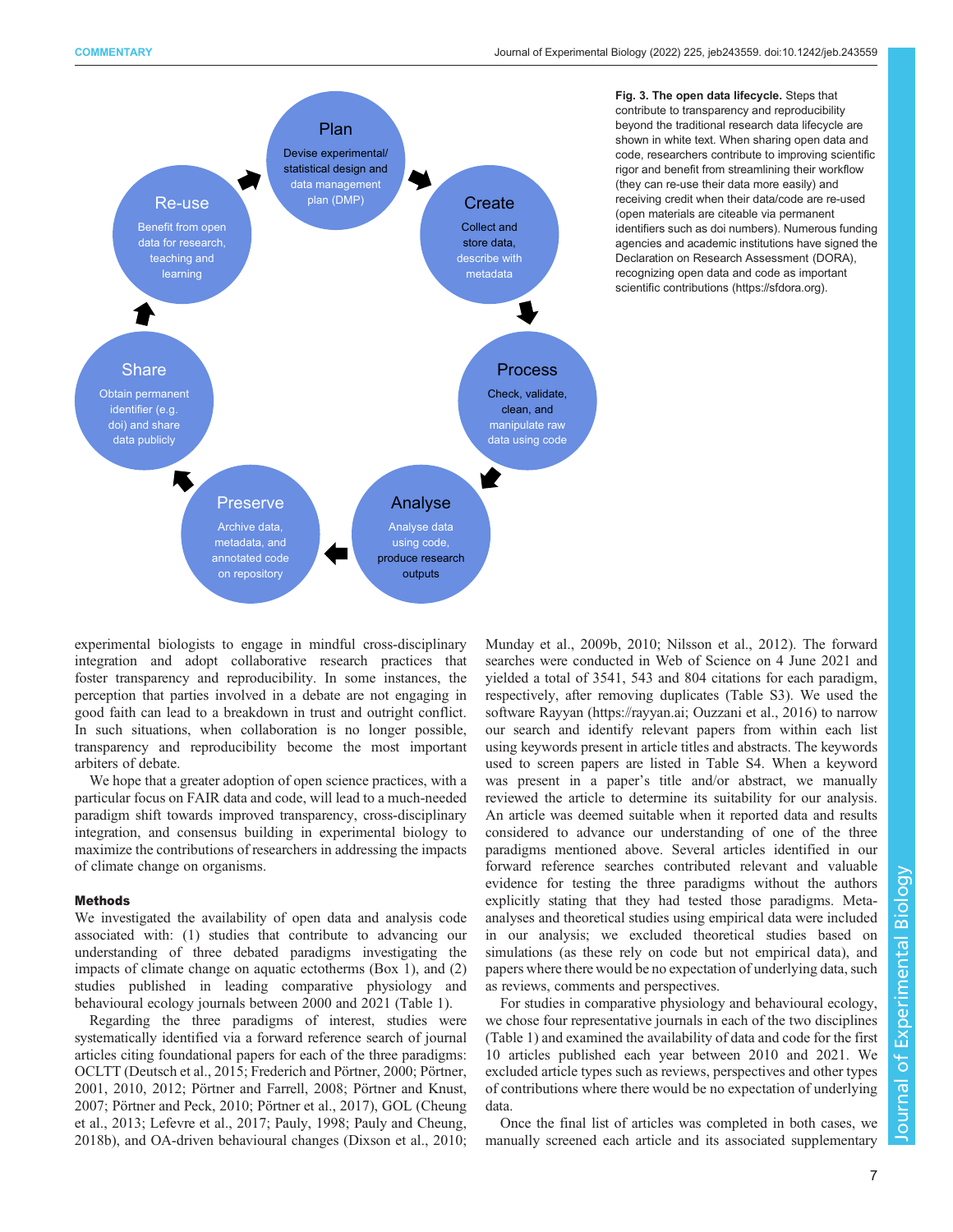Plan

Devise experimental/ statistical design and data management plan (DMP)

Create

Collect and store data, describe with metadata

Process

Check, validate, clean, and manipulate raw data using code

Analyse

Analyse data using code, produce research outputs

Preserve

Archive data, metadata, and annotated code on repository

Share

Obtain permanent identifier (e.g. doi) and share data publicly

Re-use

Benefit from open data for research, teaching and learning

**Fig. 3. The open data lifecycle.** Steps that contribute to transparency and reproducibility beyond the traditional research data lifecycle are shown in white text. When sharing open data and code, researchers contribute to improving scientific rigor and benefit from streamlining their workflow (they can re-use their data more easily) and receiving credit when their data/code are re-used (open materials are citeable via permanent identifiers such as doi numbers). Numerous funding agencies and academic institutions have signed the Declaration on Research Assessment (DORA), recognizing open data and code as important scientific contributions (https://sfdora.org).

experimental biologists to engage in mindful cross-disciplinary integration and adopt collaborative research practices that foster transparency and reproducibility. In some instances, the perception that parties involved in a debate are not engaging in good faith can lead to a breakdown in trust and outright conflict. In such situations, when collaboration is no longer possible, transparency and reproducibility become the most important arbiters of debate.

We hope that a greater adoption of open science practices, with a particular focus on FAIR data and code, will lead to a much-needed paradigm shift towards improved transparency, cross-disciplinary integration, and consensus building in experimental biology to maximize the contributions of researchers in addressing the impacts of climate change on organisms.

## Methods

We investigated the availability of open data and analysis code associated with: (1) studies that contribute to advancing our understanding of three debated paradigms investigating the impacts of climate change on aquatic ectotherms (Box 1), and (2) studies published in leading comparative physiology and behavioural ecology journals between 2000 and 2021 (Table 1).

Regarding the three paradigms of interest, studies were systematically identified via a forward reference search of journal articles citing foundational papers for each of the three paradigms: OCLTT (Deutsch et al., 2015; Frederich and Pörtner, 2000; Pörtner, 2001, 2010, 2012; Pörtner and Farrell, 2008; Pörtner and Knust, 2007; Pörtner and Peck, 2010; Pörtner et al., 2017), GOL (Cheung et al., 2013; Lefevre et al., 2017; Pauly, 1998; Pauly and Cheung, 2018b), and OA-driven behavioural changes (Dixson et al., 2010; Munday et al., 2009b, 2010; Nilsson et al., 2012). The forward searches were conducted in Web of Science on 4 June 2021 and yielded a total of 3541, 543 and 804 citations for each paradigm, respectively, after removing duplicates (Table S3). We used the software Rayyan (https://rayyan.ai; Ouzzani et al., 2016) to narrow our search and identify relevant papers from within each list using keywords present in article titles and abstracts. The keywords used to screen papers are listed in Table S4. When a keyword was present in a paper's title and/or abstract, we manually reviewed the article to determine its suitability for our analysis. An article was deemed suitable when it reported data and results considered to advance our understanding of one of the three paradigms mentioned above. Several articles identified in our forward reference searches contributed relevant and valuable evidence for testing the three paradigms without the authors explicitly stating that they had tested those paradigms. Meta-analyses and theoretical studies using empirical data were included in our analysis; we excluded theoretical studies based on simulations (as these rely on code but not empirical data), and papers where there would be no expectation of underlying data, such as reviews, comments and perspectives.

For studies in comparative physiology and behavioural ecology, we chose four representative journals in each of the two disciplines (Table 1) and examined the availability of data and code for the first 10 articles published each year between 2010 and 2021. We excluded article types such as reviews, perspectives and other types of contributions where there would be no expectation of underlying data.

Once the final list of articles was completed in both cases, we manually screened each article and its associated supplementary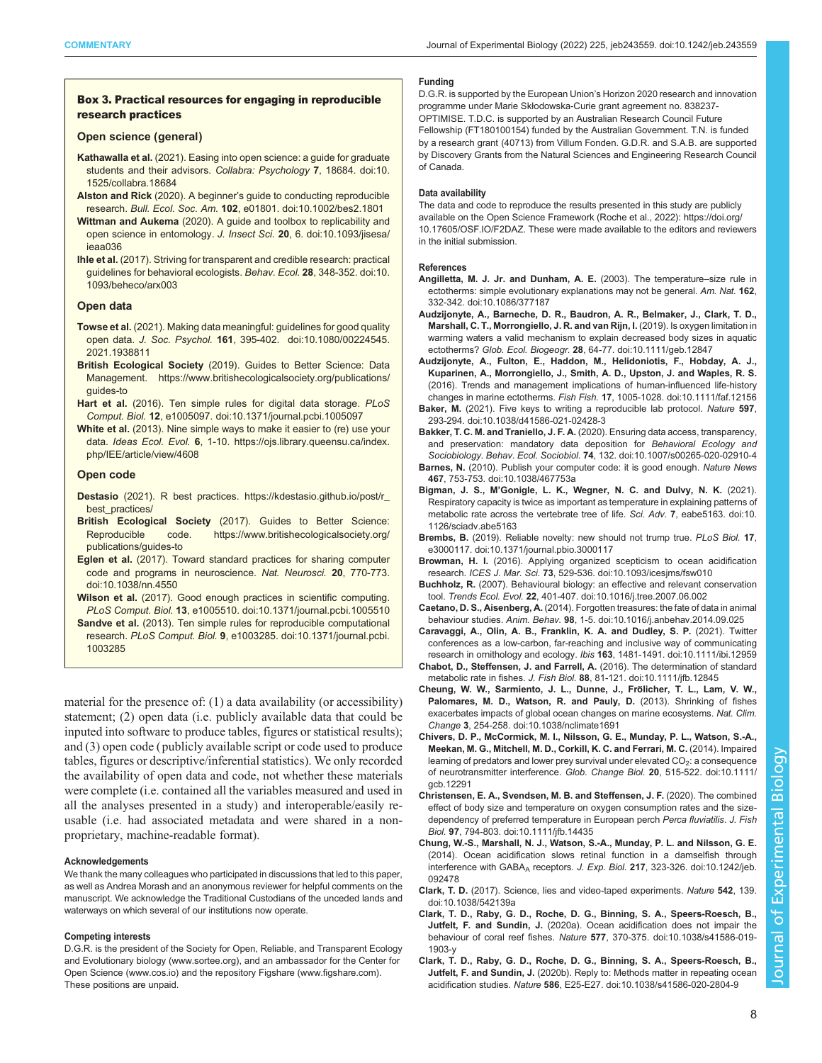### Box 3. Practical resources for engaging in reproducible research practices

#### Open science (general)

**Kathawalla et al.** (2021). Easing into open science: a guide for graduate students and their advisors. *Collabra: Psychology* **7**, 18684. doi:10.1525/collabra.18684

**Alston and Rick** (2020). A beginner's guide to conducting reproducible research. *Bull. Ecol. Soc. Am.* **102**, e01801. doi:10.1002/bes2.1801

**Wittman and Aukema** (2020). A guide and toolbox to replicability and open science in entomology. *J. Insect Sci.* **20**, 6. doi:10.1093/jisesa/ieaa036

**Ihle et al.** (2017). Striving for transparent and credible research: practical guidelines for behavioral ecologists. *Behav. Ecol.* **28**, 348-352. doi:10.1093/beheco/arx003

#### Open data

**Towse et al.** (2021). Making data meaningful: guidelines for good quality open data. *J. Soc. Psychol.* **161**, 395-402. doi:10.1080/00224545.2021.1938811

**British Ecological Society** (2019). Guides to Better Science: Data Management. https://www.britishecologicalsociety.org/publications/guides-to

**Hart et al.** (2016). Ten simple rules for digital data storage. *PLoS Comput. Biol.* **12**, e1005097. doi:10.1371/journal.pcbi.1005097

**White et al.** (2013). Nine simple ways to make it easier to (re) use your data. *Ideas Ecol. Evol.* **6**, 1-10. https://ojs.library.queensu.ca/index.php/IEE/article/view/4608

#### Open code

**Destasio** (2021). R best practices. https://kdestasio.github.io/post/r_best_practices/

**British Ecological Society** (2017). Guides to Better Science: Reproducible code. https://www.britishecologicalsociety.org/publications/guides-to

**Eglen et al.** (2017). Toward standard practices for sharing computer code and programs in neuroscience. *Nat. Neurosci.* **20**, 770-773. doi:10.1038/nn.4550

**Wilson et al.** (2017). Good enough practices in scientific computing. *PLoS Comput. Biol.* **13**, e1005510. doi:10.1371/journal.pcbi.1005510

**Sandve et al.** (2013). Ten simple rules for reproducible computational research. *PLoS Comput. Biol.* **9**, e1003285. doi:10.1371/journal.pcbi.1003285

material for the presence of: (1) a data availability (or accessibility) statement; (2) open data (i.e. publicly available data that could be inputed into software to produce tables, figures or statistical results); and (3) open code (publicly available script or code used to produce tables, figures or descriptive/inferential statistics). We only recorded the availability of open data and code, not whether these materials were complete (i.e. contained all the variables measured and used in all the analyses presented in a study) and interoperable/easily re-usable (i.e. had associated metadata and were shared in a non-proprietary, machine-readable format).

#### Acknowledgements

We thank the many colleagues who participated in discussions that led to this paper, as well as Andrea Morash and an anonymous reviewer for helpful comments on the manuscript. We acknowledge the Traditional Custodians of the unceded lands and waterways on which several of our institutions now operate.

#### Competing interests

D.G.R. is the president of the Society for Open, Reliable, and Transparent Ecology and Evolutionary biology (www.sortee.org), and an ambassador for the Center for Open Science (www.cos.io) and the repository Figshare (www.figshare.com). These positions are unpaid.

#### Funding

D.G.R. is supported by the European Union's Horizon 2020 research and innovation programme under Marie Skłodowska-Curie grant agreement no. 838237-OPTIMISE. T.D.C. is supported by an Australian Research Council Future Fellowship (FT180100154) funded by the Australian Government. T.N. is funded by a research grant (40713) from Villum Fonden. G.D.R. and S.A.B. are supported by Discovery Grants from the Natural Sciences and Engineering Research Council of Canada.

#### Data availability

The data and code to reproduce the results presented in this study are publicly available on the Open Science Framework (Roche et al., 2022): https://doi.org/10.17605/OSF.IO/F2DAZ. These were made available to the editors and reviewers in the initial submission.

#### References

**Angilletta, M. J. Jr. and Dunham, A. E.** (2003). The temperature–size rule in ectotherms: simple evolutionary explanations may not be general. *Am. Nat.* **162**, 332-342. doi:10.1086/377187

**Audzijonyte, A., Barneche, D. R., Baudron, A. R., Belmaker, J., Clark, T. D., Marshall, C. T., Morrongiello, J. R. and van Rijn, I.** (2019). Is oxygen limitation in warming waters a valid mechanism to explain decreased body sizes in aquatic ectotherms? *Glob. Ecol. Biogeogr.* **28**, 64-77. doi:10.1111/geb.12847

**Audzijonyte, A., Fulton, E., Haddon, M., Helidoniotis, F., Hobday, A. J., Kuparinen, A., Morrongiello, J., Smith, A. D., Upston, J. and Waples, R. S.** (2016). Trends and management implications of human-influenced life-history changes in marine ectotherms. *Fish Fish.* **17**, 1005-1028. doi:10.1111/faf.12156

**Baker, M.** (2021). Five keys to writing a reproducible lab protocol. *Nature* **597**, 293-294. doi:10.1038/d41586-021-02428-3

**Bakker, T. C. M. and Traniello, J. F. A.** (2020). Ensuring data access, transparency, and preservation: mandatory data deposition for *Behavioral Ecology and Sociobiology*. *Behav. Ecol. Sociobiol.* **74**, 132. doi:10.1007/s00265-020-02910-4

**Barnes, N.** (2010). Publish your computer code: it is good enough. *Nature News* **467**, 753-753. doi:10.1038/467753a

**Bigman, J. S., M'Gonigle, L. K., Wegner, N. C. and Dulvy, N. K.** (2021). Respiratory capacity is twice as important as temperature in explaining patterns of metabolic rate across the vertebrate tree of life. *Sci. Adv.* **7**, eabe5163. doi:10.1126/sciadv.abe5163

**Brembs, B.** (2019). Reliable novelty: new should not trump true. *PLoS Biol.* **17**, e3000117. doi:10.1371/journal.pbio.3000117

**Browman, H. I.** (2016). Applying organized scepticism to ocean acidification research. *ICES J. Mar. Sci.* **73**, 529-536. doi:10.1093/icesjms/fsw010

**Buchholz, R.** (2007). Behavioural biology: an effective and relevant conservation tool. *Trends Ecol. Evol.* **22**, 401-407. doi:10.1016/j.tree.2007.06.002

**Caetano, D. S., Aisenberg, A.** (2014). Forgotten treasures: the fate of data in animal behaviour studies. *Anim. Behav.* **98**, 1-5. doi:10.1016/j.anbehav.2014.09.025

**Caravaggi, A., Olin, A. B., Franklin, K. A. and Dudley, S. P.** (2021). Twitter conferences as a low-carbon, far-reaching and inclusive way of communicating research in ornithology and ecology. *Ibis* **163**, 1481-1491. doi:10.1111/ibi.12959

**Chabot, D., Steffensen, J. and Farrell, A.** (2016). The determination of standard metabolic rate in fishes. *J. Fish Biol.* **88**, 81-121. doi:10.1111/jfb.12845

**Cheung, W. W., Sarmiento, J. L., Dunne, J., Frölicher, T. L., Lam, V. W., Palomares, M. D., Watson, R. and Pauly, D.** (2013). Shrinking of fishes exacerbates impacts of global ocean changes on marine ecosystems. *Nat. Clim. Change* **3**, 254-258. doi:10.1038/nclimate1691

**Chivers, D. P., McCormick, M. I., Nilsson, G. E., Munday, P. L., Watson, S.-A., Meekan, M. G., Mitchell, M. D., Corkill, K. C. and Ferrari, M. C.** (2014). Impaired learning of predators and lower prey survival under elevated $CO_2$: a consequence of neurotransmitter interference. *Glob. Change Biol.* **20**, 515-522. doi:10.1111/gcb.12291

**Christensen, E. A., Svendsen, M. B. and Steffensen, J. F.** (2020). The combined effect of body size and temperature on oxygen consumption rates and the size-dependency of preferred temperature in European perch *Perca fluviatilis*. *J. Fish Biol.* **97**, 794-803. doi:10.1111/jfb.14435

**Chung, W.-S., Marshall, N. J., Watson, S.-A., Munday, P. L. and Nilsson, G. E.** (2014). Ocean acidification slows retinal function in a damselfish through interference with $GABA_A$ receptors. *J. Exp. Biol.* **217**, 323-326. doi:10.1242/jeb.092478

**Clark, T. D.** (2017). Science, lies and video-taped experiments. *Nature* **542**, 139. doi:10.1038/542139a

**Clark, T. D., Raby, G. D., Roche, D. G., Binning, S. A., Speers-Roesch, B., Jutfelt, F. and Sundin, J.** (2020a). Ocean acidification does not impair the behaviour of coral reef fishes. *Nature* **577**, 370-375. doi:10.1038/s41586-019-1903-y

**Clark, T. D., Raby, G. D., Roche, D. G., Binning, S. A., Speers-Roesch, B., Jutfelt, F. and Sundin, J.** (2020b). Reply to: Methods matter in repeating ocean acidification studies. *Nature* **586**, E25-E27. doi:10.1038/s41586-020-2804-9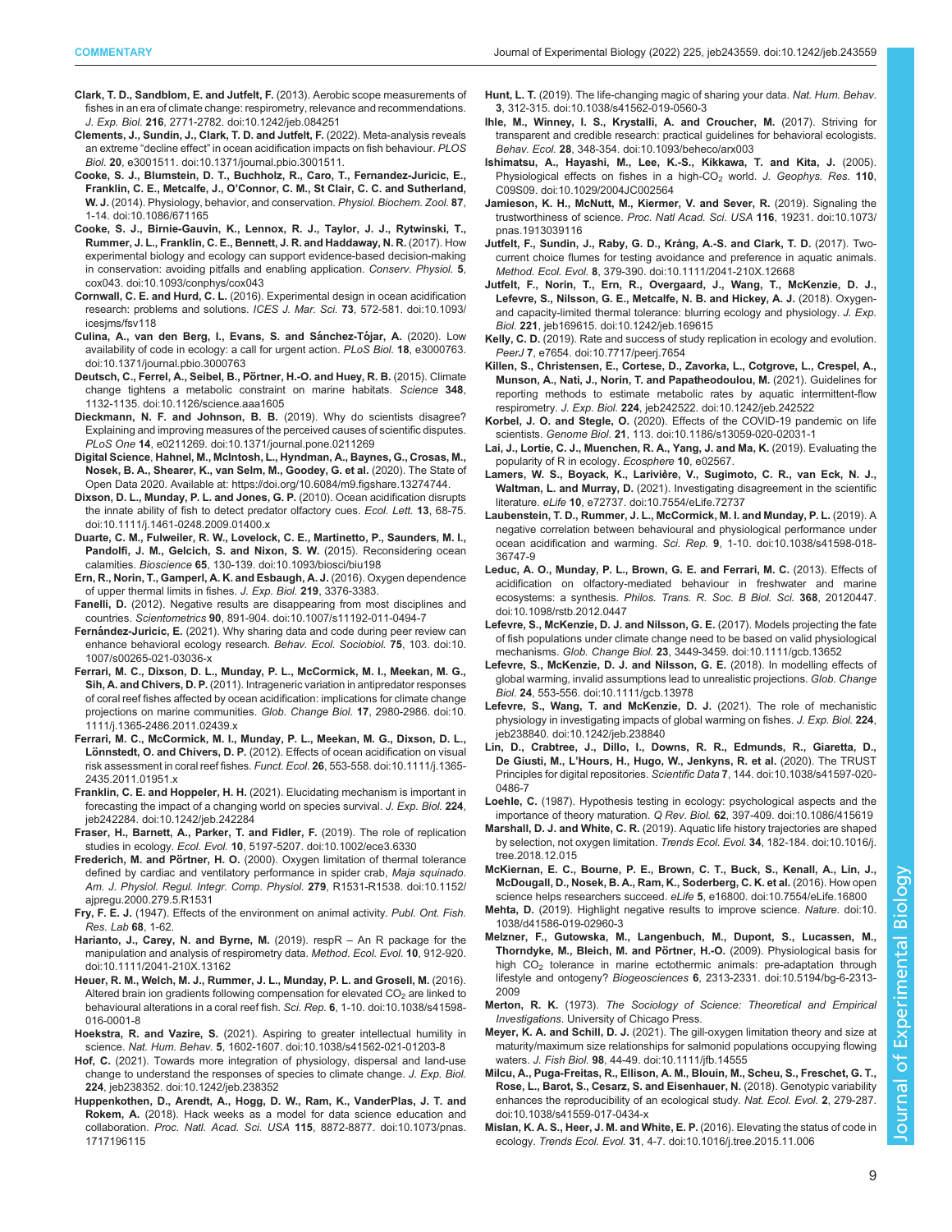**Clark, T. D., Sandblom, E. and Jutfelt, F.** (2013). Aerobic scope measurements of fishes in an era of climate change: respirometry, relevance and recommendations. *J. Exp. Biol.* **216**, 2771-2782. doi:10.1242/jeb.084251

**Clements, J., Sundin, J., Clark, T. D. and Jutfelt, F.** (2022). Meta-analysis reveals an extreme "decline effect" in ocean acidification impacts on fish behaviour. *PLOS Biol.* **20**, e3001511. doi:10.1371/journal.pbio.3001511.

**Cooke, S. J., Blumstein, D. T., Buchholz, R., Caro, T., Fernandez-Juricic, E., Franklin, C. E., Metcalfe, J., O'Connor, C. M., St Clair, C. C. and Sutherland, W. J.** (2014). Physiology, behavior, and conservation. *Physiol. Biochem. Zool.* **87**, 1-14. doi:10.1086/671165

**Cooke, S. J., Birnie-Gauvin, K., Lennox, R. J., Taylor, J. J., Rytwinski, T., Rummer, J. L., Franklin, C. E., Bennett, J. R. and Haddaway, N. R.** (2017). How experimental biology and ecology can support evidence-based decision-making in conservation: avoiding pitfalls and enabling application. *Conserv. Physiol.* **5**, cox043. doi:10.1093/conphys/cox043

**Cornwall, C. E. and Hurd, C. L.** (2016). Experimental design in ocean acidification research: problems and solutions. *ICES J. Mar. Sci.* **73**, 572-581. doi:10.1093/icesjms/fsv118

**Culina, A., van den Berg, I., Evans, S. and Sánchez-Tójar, A.** (2020). Low availability of code in ecology: a call for urgent action. *PLoS Biol.* **18**, e3000763. doi:10.1371/journal.pbio.3000763

**Deutsch, C., Ferrel, A., Seibel, B., Pörtner, H.-O. and Huey, R. B.** (2015). Climate change tightens a metabolic constraint on marine habitats. *Science* **348**, 1132-1135. doi:10.1126/science.aaa1605

**Dieckmann, N. F. and Johnson, B. B.** (2019). Why do scientists disagree? Explaining and improving measures of the perceived causes of scientific disputes. *PLoS One* **14**, e0211269. doi:10.1371/journal.pone.0211269

**Digital Science, Hahnel, M., McIntosh, L., Hyndman, A., Baynes, G., Crosas, M., Nosek, B. A., Shearer, K., van Selm, M., Goodey, G. et al.** (2020). The State of Open Data 2020. Available at: https://doi.org/10.6084/m9.figshare.13274744.

**Dixson, D. L., Munday, P. L. and Jones, G. P.** (2010). Ocean acidification disrupts the innate ability of fish to detect predator olfactory cues. *Ecol. Lett.* **13**, 68-75. doi:10.1111/j.1461-0248.2009.01400.x

**Duarte, C. M., Fulweiler, R. W., Lovelock, C. E., Martinetto, P., Saunders, M. I., Pandolfi, J. M., Gelcich, S. and Nixon, S. W.** (2015). Reconsidering ocean calamities. *Bioscience* **65**, 130-139. doi:10.1093/biosci/biu198

**Ern, R., Norin, T., Gamperl, A. K. and Esbaugh, A. J.** (2016). Oxygen dependence of upper thermal limits in fishes. *J. Exp. Biol.* **219**, 3376-3383.

**Fanelli, D.** (2012). Negative results are disappearing from most disciplines and countries. *Scientometrics* **90**, 891-904. doi:10.1007/s11192-011-0494-7

**Fernández-Juricic, E.** (2021). Why sharing data and code during peer review can enhance behavioral ecology research. *Behav. Ecol. Sociobiol.* **75**, 103. doi:10.1007/s00265-021-03036-x

**Ferrari, M. C., Dixson, D. L., Munday, P. L., McCormick, M. I., Meekan, M. G., Sih, A. and Chivers, D. P.** (2011). Intrageneric variation in antipredator responses of coral reef fishes affected by ocean acidification: implications for climate change projections on marine communities. *Glob. Change Biol.* **17**, 2980-2986. doi:10.1111/j.1365-2486.2011.02439.x

**Ferrari, M. C., McCormick, M. I., Munday, P. L., Meekan, M. G., Dixson, D. L., Lönnstedt, O. and Chivers, D. P.** (2012). Effects of ocean acidification on visual risk assessment in coral reef fishes. *Funct. Ecol.* **26**, 553-558. doi:10.1111/j.1365-2435.2011.01951.x

**Franklin, C. E. and Hoppeler, H. H.** (2021). Elucidating mechanism is important in forecasting the impact of a changing world on species survival. *J. Exp. Biol.* **224**, jeb242284. doi:10.1242/jeb.242284

**Fraser, H., Barnett, A., Parker, T. and Fidler, F.** (2019). The role of replication studies in ecology. *Ecol. Evol.* **10**, 5197-5207. doi:10.1002/ece3.6330

**Frederich, M. and Pörtner, H. O.** (2000). Oxygen limitation of thermal tolerance defined by cardiac and ventilatory performance in spider crab, *Maja squinado*. *Am. J. Physiol. Regul. Integr. Comp. Physiol.* **279**, R1531-R1538. doi:10.1152/ajpregu.2000.279.5.R1531

**Fry, F. E. J.** (1947). Effects of the environment on animal activity. *Publ. Ont. Fish. Res. Lab* **68**, 1-62.

**Harianto, J., Carey, N. and Byrne, M.** (2019). respR – An R package for the manipulation and analysis of respirometry data. *Method. Ecol. Evol.* **10**, 912-920. doi:10.1111/2041-210X.13162

**Heuer, R. M., Welch, M. J., Rummer, J. L., Munday, P. L. and Grosell, M.** (2016). Altered brain ion gradients following compensation for elevated $CO_2$ are linked to behavioural alterations in a coral reef fish. *Sci. Rep.* **6**, 1-10. doi:10.1038/s41598-016-0001-8

**Hoekstra, R. and Vazire, S.** (2021). Aspiring to greater intellectual humility in science. *Nat. Hum. Behav.* **5**, 1602-1607. doi:10.1038/s41562-021-01203-8

**Hof, C.** (2021). Towards more integration of physiology, dispersal and land-use change to understand the responses of species to climate change. *J. Exp. Biol.* **224**, jeb238352. doi:10.1242/jeb.238352

**Huppenkothen, D., Arendt, A., Hogg, D. W., Ram, K., VanderPlas, J. T. and Rokem, A.** (2018). Hack weeks as a model for data science education and collaboration. *Proc. Natl. Acad. Sci. USA* **115**, 8872-8877. doi:10.1073/pnas.1717196115

**Hunt, L. T.** (2019). The life-changing magic of sharing your data. *Nat. Hum. Behav.* **3**, 312-315. doi:10.1038/s41562-019-0560-3

**Ihle, M., Winney, I. S., Krystalli, A. and Croucher, M.** (2017). Striving for transparent and credible research: practical guidelines for behavioral ecologists. *Behav. Ecol.* **28**, 348-354. doi:10.1093/beheco/arx003

**Ishimatsu, A., Hayashi, M., Lee, K.-S., Kikkawa, T. and Kita, J.** (2005). Physiological effects on fishes in a high-$CO_2$ world. *J. Geophys. Res.* **110**, C09S09. doi:10.1029/2004JC002564

**Jamieson, K. H., McNutt, M., Kiermer, V. and Sever, R.** (2019). Signaling the trustworthiness of science. *Proc. Natl Acad. Sci. USA* **116**, 19231. doi:10.1073/pnas.1913039116

**Jutfelt, F., Sundin, J., Raby, G. D., Krång, A.-S. and Clark, T. D.** (2017). Two-current choice flumes for testing avoidance and preference in aquatic animals. *Method. Ecol. Evol.* **8**, 379-390. doi:10.1111/2041-210X.12668

**Jutfelt, F., Norin, T., Ern, R., Overgaard, J., Wang, T., McKenzie, D. J., Lefevre, S., Nilsson, G. E., Metcalfe, N. B. and Hickey, A. J.** (2018). Oxygen- and capacity-limited thermal tolerance: blurring ecology and physiology. *J. Exp. Biol.* **221**, jeb169615. doi:10.1242/jeb.169615

**Kelly, C. D.** (2019). Rate and success of study replication in ecology and evolution. *PeerJ* **7**, e7654. doi:10.7717/peerj.7654

**Killen, S., Christensen, E., Cortese, D., Zavorka, L., Cotgrove, L., Crespel, A., Munson, A., Nati, J., Norin, T. and Papatheodoulou, M.** (2021). Guidelines for reporting methods to estimate metabolic rates by aquatic intermittent-flow respirometry. *J. Exp. Biol.* **224**, jeb242522. doi:10.1242/jeb.242522

**Korbel, J. O. and Stegle, O.** (2020). Effects of the COVID-19 pandemic on life scientists. *Genome Biol.* **21**, 113. doi:10.1186/s13059-020-02031-1

**Lai, J., Lortie, C. J., Muenchen, R. A., Yang, J. and Ma, K.** (2019). Evaluating the popularity of R in ecology. *Ecosphere* **10**, e02567.

**Lamers, W. S., Boyack, K., Larivière, V., Sugimoto, C. R., van Eck, N. J., Waltman, L. and Murray, D.** (2021). Investigating disagreement in the scientific literature. *eLife* **10**, e72737. doi:10.7554/eLife.72737

**Laubenstein, T. D., Rummer, J. L., McCormick, M. I. and Munday, P. L.** (2019). A negative correlation between behavioural and physiological performance under ocean acidification and warming. *Sci. Rep.* **9**, 1-10. doi:10.1038/s41598-018-36747-9

**Leduc, A. O., Munday, P. L., Brown, G. E. and Ferrari, M. C.** (2013). Effects of acidification on olfactory-mediated behaviour in freshwater and marine ecosystems: a synthesis. *Philos. Trans. R. Soc. B Biol. Sci.* **368**, 20120447. doi:10.1098/rstb.2012.0447

**Lefevre, S., McKenzie, D. J. and Nilsson, G. E.** (2017). Models projecting the fate of fish populations under climate change need to be based on valid physiological mechanisms. *Glob. Change Biol.* **23**, 3449-3459. doi:10.1111/gcb.13652

**Lefevre, S., McKenzie, D. J. and Nilsson, G. E.** (2018). In modelling effects of global warming, invalid assumptions lead to unrealistic projections. *Glob. Change Biol.* **24**, 553-556. doi:10.1111/gcb.13978

**Lefevre, S., Wang, T. and McKenzie, D. J.** (2021). The role of mechanistic physiology in investigating impacts of global warming on fishes. *J. Exp. Biol.* **224**, jeb238840. doi:10.1242/jeb.238840

**Lin, D., Crabtree, J., Dillo, I., Downs, R. R., Edmunds, R., Giaretta, D., De Giusti, M., L'Hours, H., Hugo, W., Jenkyns, R. et al.** (2020). The TRUST Principles for digital repositories. *Scientific Data* **7**, 144. doi:10.1038/s41597-020-0486-7

**Loehle, C.** (1987). Hypothesis testing in ecology: psychological aspects and the importance of theory maturation. *Q Rev. Biol.* **62**, 397-409. doi:10.1086/415619

**Marshall, D. J. and White, C. R.** (2019). Aquatic life history trajectories are shaped by selection, not oxygen limitation. *Trends Ecol. Evol.* **34**, 182-184. doi:10.1016/j.tree.2018.12.015

**McKiernan, E. C., Bourne, P. E., Brown, C. T., Buck, S., Kenall, A., Lin, J., McDougall, D., Nosek, B. A., Ram, K., Soderberg, C. K. et al.** (2016). How open science helps researchers succeed. *eLife* **5**, e16800. doi:10.7554/eLife.16800

**Mehta, D.** (2019). Highlight negative results to improve science. *Nature*. doi:10.1038/d41586-019-02960-3

**Melzner, F., Gutowska, M., Langenbuch, M., Dupont, S., Lucassen, M., Thorndyke, M., Bleich, M. and Pörtner, H.-O.** (2009). Physiological basis for high $CO_2$ tolerance in marine ectothermic animals: pre-adaptation through lifestyle and ontogeny? *Biogeosciences* **6**, 2313-2331. doi:10.5194/bg-6-2313-2009

**Merton, R. K.** (1973). *The Sociology of Science: Theoretical and Empirical Investigations*. University of Chicago Press.

**Meyer, K. A. and Schill, D. J.** (2021). The gill-oxygen limitation theory and size at maturity/maximum size relationships for salmonid populations occupying flowing waters. *J. Fish Biol.* **98**, 44-49. doi:10.1111/jfb.14555

**Milcu, A., Puga-Freitas, R., Ellison, A. M., Blouin, M., Scheu, S., Freschet, G. T., Rose, L., Barot, S., Cesarz, S. and Eisenhauer, N.** (2018). Genotypic variability enhances the reproducibility of an ecological study. *Nat. Ecol. Evol.* **2**, 279-287. doi:10.1038/s41559-017-0434-x

**Mislan, K. A. S., Heer, J. M. and White, E. P.** (2016). Elevating the status of code in ecology. *Trends Ecol. Evol.* **31**, 4-7. doi:10.1016/j.tree.2015.11.006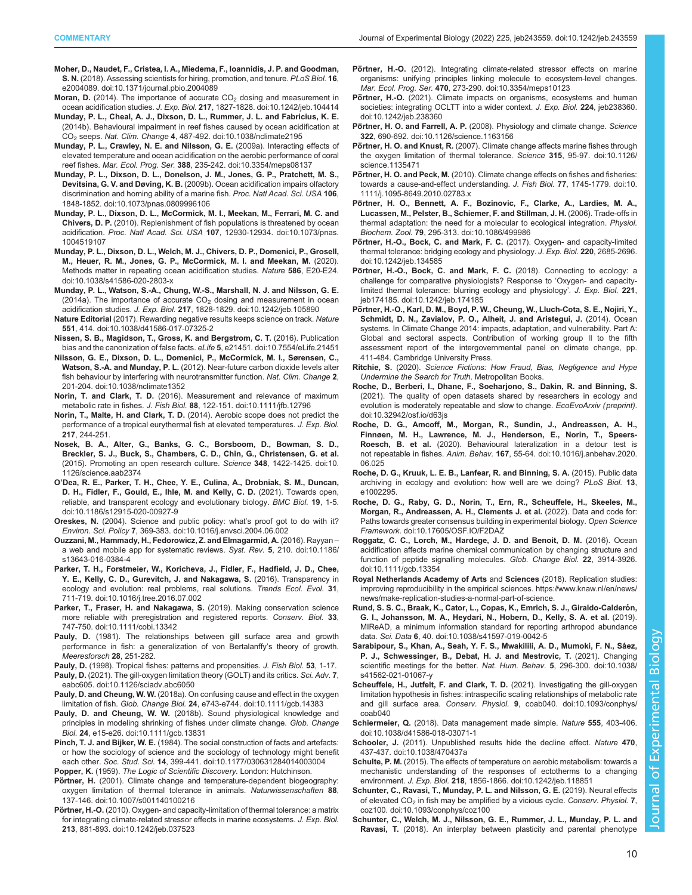**Moher, D., Naudet, F., Cristea, I. A., Miedema, F., Ioannidis, J. P. and Goodman, S. N.** (2018). Assessing scientists for hiring, promotion, and tenure. *PLoS Biol.* **16**, e2004089. doi:10.1371/journal.pbio.2004089

**Moran, D.** (2014). The importance of accurate $CO_2$ dosing and measurement in ocean acidification studies. *J. Exp. Biol.* **217**, 1827-1828. doi:10.1242/jeb.104414

**Munday, P. L., Cheal, A. J., Dixson, D. L., Rummer, J. L. and Fabricius, K. E.** (2014b). Behavioural impairment in reef fishes caused by ocean acidification at $CO_2$ seeps. *Nat. Clim. Change* **4**, 487-492. doi:10.1038/nclimate2195

**Munday, P. L., Crawley, N. E. and Nilsson, G. E.** (2009a). Interacting effects of elevated temperature and ocean acidification on the aerobic performance of coral reef fishes. *Mar. Ecol. Prog. Ser.* **388**, 235-242. doi:10.3354/meps08137

**Munday, P. L., Dixson, D. L., Donelson, J. M., Jones, G. P., Pratchett, M. S., Devitsina, G. V. and Døving, K. B.** (2009b). Ocean acidification impairs olfactory discrimination and homing ability of a marine fish. *Proc. Natl Acad. Sci. USA* **106**, 1848-1852. doi:10.1073/pnas.0809996106

**Munday, P. L., Dixson, D. L., McCormick, M. I., Meekan, M., Ferrari, M. C. and Chivers, D. P.** (2010). Replenishment of fish populations is threatened by ocean acidification. *Proc. Natl Acad. Sci. USA* **107**, 12930-12934. doi:10.1073/pnas.1004519107

**Munday, P. L., Dixson, D. L., Welch, M. J., Chivers, D. P., Domenici, P., Grosell, M., Heuer, R. M., Jones, G. P., McCormick, M. I. and Meekan, M.** (2020). Methods matter in repeating ocean acidification studies. *Nature* **586**, E20-E24. doi:10.1038/s41586-020-2803-x

**Munday, P. L., Watson, S.-A., Chung, W.-S., Marshall, N. J. and Nilsson, G. E.** (2014a). The importance of accurate $CO_2$ dosing and measurement in ocean acidification studies. *J. Exp. Biol.* **217**, 1828-1829. doi:10.1242/jeb.105890

**Nature Editorial** (2017). Rewarding negative results keeps science on track. *Nature* **551**, 414. doi:10.1038/d41586-017-07325-2

**Nissen, S. B., Magidson, T., Gross, K. and Bergstrom, C. T.** (2016). Publication bias and the canonization of false facts. *eLife* **5**, e21451. doi:10.7554/eLife.21451

**Nilsson, G. E., Dixson, D. L., Domenici, P., McCormick, M. I., Sørensen, C., Watson, S.-A. and Munday, P. L.** (2012). Near-future carbon dioxide levels alter fish behaviour by interfering with neurotransmitter function. *Nat. Clim. Change* **2**, 201-204. doi:10.1038/nclimate1352

**Norin, T. and Clark, T. D.** (2016). Measurement and relevance of maximum metabolic rate in fishes. *J. Fish Biol.* **88**, 122-151. doi:10.1111/jfb.12796

**Norin, T., Malte, H. and Clark, T. D.** (2014). Aerobic scope does not predict the performance of a tropical eurythermal fish at elevated temperatures. *J. Exp. Biol.* **217**, 244-251.

**Nosek, B. A., Alter, G., Banks, G. C., Borsboom, D., Bowman, S. D., Breckler, S. J., Buck, S., Chambers, C. D., Chin, G., Christensen, G. et al.** (2015). Promoting an open research culture. *Science* **348**, 1422-1425. doi:10.1126/science.aab2374

**O'Dea, R. E., Parker, T. H., Chee, Y. E., Culina, A., Drobniak, S. M., Duncan, D. H., Fidler, F., Gould, E., Ihle, M. and Kelly, C. D.** (2021). Towards open, reliable, and transparent ecology and evolutionary biology. *BMC Biol.* **19**, 1-5. doi:10.1186/s12915-020-00927-9

**Oreskes, N.** (2004). Science and public policy: what's proof got to do with it? *Environ. Sci. Policy* **7**, 369-383. doi:10.1016/j.envsci.2004.06.002

**Ouzzani, M., Hammady, H., Fedorowicz, Z. and Elmagarmid, A.** (2016). Rayyan – a web and mobile app for systematic reviews. *Syst. Rev.* **5**, 210. doi:10.1186/s13643-016-0384-4

**Parker, T. H., Forstmeier, W., Koricheva, J., Fidler, F., Hadfield, J. D., Chee, Y. E., Kelly, C. D., Gurevitch, J. and Nakagawa, S.** (2016). Transparency in ecology and evolution: real problems, real solutions. *Trends Ecol. Evol.* **31**, 711-719. doi:10.1016/j.tree.2016.07.002

**Parker, T., Fraser, H. and Nakagawa, S.** (2019). Making conservation science more reliable with preregistration and registered reports. *Conserv. Biol.* **33**, 747-750. doi:10.1111/cobi.13342

**Pauly, D.** (1981). The relationships between gill surface area and growth performance in fish: a generalization of von Bertalanffy's theory of growth. *Meeresforsch* **28**, 251-282.

**Pauly, D.** (1998). Tropical fishes: patterns and propensities. *J. Fish Biol.* **53**, 1-17.

**Pauly, D.** (2021). The gill-oxygen limitation theory (GOLT) and its critics. *Sci. Adv.* **7**, eabc6050. doi:10.1126/sciadv.abc6050

**Pauly, D. and Cheung, W. W.** (2018a). On confusing cause and effect in the oxygen limitation of fish. *Glob. Change Biol.* **24**, e743-e744. doi:10.1111/gcb.14383

**Pauly, D. and Cheung, W. W.** (2018b). Sound physiological knowledge and principles in modeling shrinking of fishes under climate change. *Glob. Change Biol.* **24**, e15-e26. doi:10.1111/gcb.13831

**Pinch, T. J. and Bijker, W. E.** (1984). The social construction of facts and artefacts: or how the sociology of science and the sociology of technology might benefit each other. *Soc. Stud. Sci.* **14**, 399-441. doi:10.1177/030631284014003004

**Popper, K.** (1959). *The Logic of Scientific Discovery*. London: Hutchinson.

**Pörtner, H.** (2001). Climate change and temperature-dependent biogeography: oxygen limitation of thermal tolerance in animals. *Naturwissenschaften* **88**, 137-146. doi:10.1007/s001140100216

**Pörtner, H.-O.** (2010). Oxygen- and capacity-limitation of thermal tolerance: a matrix for integrating climate-related stressor effects in marine ecosystems. *J. Exp. Biol.* **213**, 881-893. doi:10.1242/jeb.037523

**Pörtner, H.-O.** (2012). Integrating climate-related stressor effects on marine organisms: unifying principles linking molecule to ecosystem-level changes. *Mar. Ecol. Prog. Ser.* **470**, 273-290. doi:10.3354/meps10123

**Pörtner, H.-O.** (2021). Climate impacts on organisms, ecosystems and human societies: integrating OCLTT into a wider context. *J. Exp. Biol.* **224**, jeb238360. doi:10.1242/jeb.238360

**Pörtner, H. O. and Farrell, A. P.** (2008). Physiology and climate change. *Science* **322**, 690-692. doi:10.1126/science.1163156

**Pörtner, H. O. and Knust, R.** (2007). Climate change affects marine fishes through the oxygen limitation of thermal tolerance. *Science* **315**, 95-97. doi:10.1126/science.1135471

**Pörtner, H. O. and Peck, M.** (2010). Climate change effects on fishes and fisheries: towards a cause-and-effect understanding. *J. Fish Biol.* **77**, 1745-1779. doi:10.1111/j.1095-8649.2010.02783.x

**Pörtner, H. O., Bennett, A. F., Bozinovic, F., Clarke, A., Lardies, M. A., Lucassen, M., Pelster, B., Schiemer, F. and Stillman, J. H.** (2006). Trade-offs in thermal adaptation: the need for a molecular to ecological integration. *Physiol. Biochem. Zool.* **79**, 295-313. doi:10.1086/499986

**Pörtner, H.-O., Bock, C. and Mark, F. C.** (2017). Oxygen- and capacity-limited thermal tolerance: bridging ecology and physiology. *J. Exp. Biol.* **220**, 2685-2696. doi:10.1242/jeb.134585

**Pörtner, H.-O., Bock, C. and Mark, F. C.** (2018). Connecting to ecology: a challenge for comparative physiologists? Response to 'Oxygen- and capacity-limited thermal tolerance: blurring ecology and physiology'. *J. Exp. Biol.* **221**, jeb174185. doi:10.1242/jeb.174185

**Pörtner, H.-O., Karl, D. M., Boyd, P. W., Cheung, W., Lluch-Cota, S. E., Nojiri, Y., Schmidt, D. N., Zavialov, P. O., Alheit, J. and Aristegui, J.** (2014). Ocean systems. In Climate Change 2014: impacts, adaptation, and vulnerability. Part A: Global and sectoral aspects. Contribution of working group II to the fifth assessment report of the intergovernmental panel on climate change, pp. 411-484. Cambridge University Press.

**Ritchie, S.** (2020). *Science Fictions: How Fraud, Bias, Negligence and Hype Undermine the Search for Truth*. Metropolitan Books.

**Roche, D., Berberi, I., Dhane, F., Soeharjono, S., Dakin, R. and Binning, S.** (2021). The quality of open datasets shared by researchers in ecology and evolution is moderately repeatable and slow to change. *EcoEvoArxiv (preprint)*. doi:10.32942/osf.io/d63js

**Roche, D. G., Amcoff, M., Morgan, R., Sundin, J., Andreassen, A. H., Finnøen, M. H., Lawrence, M. J., Henderson, E., Norin, T., Speers-Roesch, B. et al.** (2020). Behavioural lateralization in a detour test is not repeatable in fishes. *Anim. Behav.* **167**, 55-64. doi:10.1016/j.anbehav.2020.06.025

**Roche, D. G., Kruuk, L. E. B., Lanfear, R. and Binning, S. A.** (2015). Public data archiving in ecology and evolution: how well are we doing? *PLoS Biol.* **13**, e1002295.

**Roche, D. G., Raby, G. D., Norin, T., Ern, R., Scheuffele, H., Skeeles, M., Morgan, R., Andreassen, A. H., Clements J. et al.** (2022). Data and code for: Paths towards greater consensus building in experimental biology. *Open Science Framework*. doi:10.17605/OSF.IO/F2DAZ

**Roggatz, C. C., Lorch, M., Hardege, J. D. and Benoit, D. M.** (2016). Ocean acidification affects marine chemical communication by changing structure and function of peptide signalling molecules. *Glob. Change Biol.* **22**, 3914-3926. doi:10.1111/gcb.13354

**Royal Netherlands Academy of Arts** and **Sciences** (2018). Replication studies: improving reproducibility in the empirical sciences. https://www.knaw.nl/en/news/news/make-replication-studies-a-normal-part-of-science.

**Rund, S. S. C., Braak, K., Cator, L., Copas, K., Emrich, S. J., Giraldo-Calderón, G. I., Johansson, M. A., Heydari, N., Hobern, D., Kelly, S. A. et al.** (2019). MIReAD, a minimum information standard for reporting arthropod abundance data. *Sci. Data* **6**, 40. doi:10.1038/s41597-019-0042-5

**Sarabipour, S., Khan, A., Seah, Y. F. S., Mwakilili, A. D., Mumoki, F. N., Sáez, P. J., Schwessinger, B., Debat, H. J. and Mestrovic, T.** (2021). Changing scientific meetings for the better. *Nat. Hum. Behav.* **5**, 296-300. doi:10.1038/s41562-021-01067-y

**Scheuffele, H., Jutfelt, F. and Clark, T. D.** (2021). Investigating the gill-oxygen limitation hypothesis in fishes: intraspecific scaling relationships of metabolic rate and gill surface area. *Conserv. Physiol.* **9**, coab040. doi:10.1093/conphys/coab040

**Schiermeier, Q.** (2018). Data management made simple. *Nature* **555**, 403-406. doi:10.1038/d41586-018-03071-1

**Schooler, J.** (2011). Unpublished results hide the decline effect. *Nature* **470**, 437-437. doi:10.1038/470437a

**Schulte, P. M.** (2015). The effects of temperature on aerobic metabolism: towards a mechanistic understanding of the responses of ectotherms to a changing environment. *J. Exp. Biol.* **218**, 1856-1866. doi:10.1242/jeb.118851

**Schunter, C., Ravasi, T., Munday, P. L. and Nilsson, G. E.** (2019). Neural effects of elevated $CO_2$ in fish may be amplified by a vicious cycle. *Conserv. Physiol.* **7**, coz100. doi:10.1093/conphys/coz100

**Schunter, C., Welch, M. J., Nilsson, G. E., Rummer, J. L., Munday, P. L. and Ravasi, T.** (2018). An interplay between plasticity and parental phenotype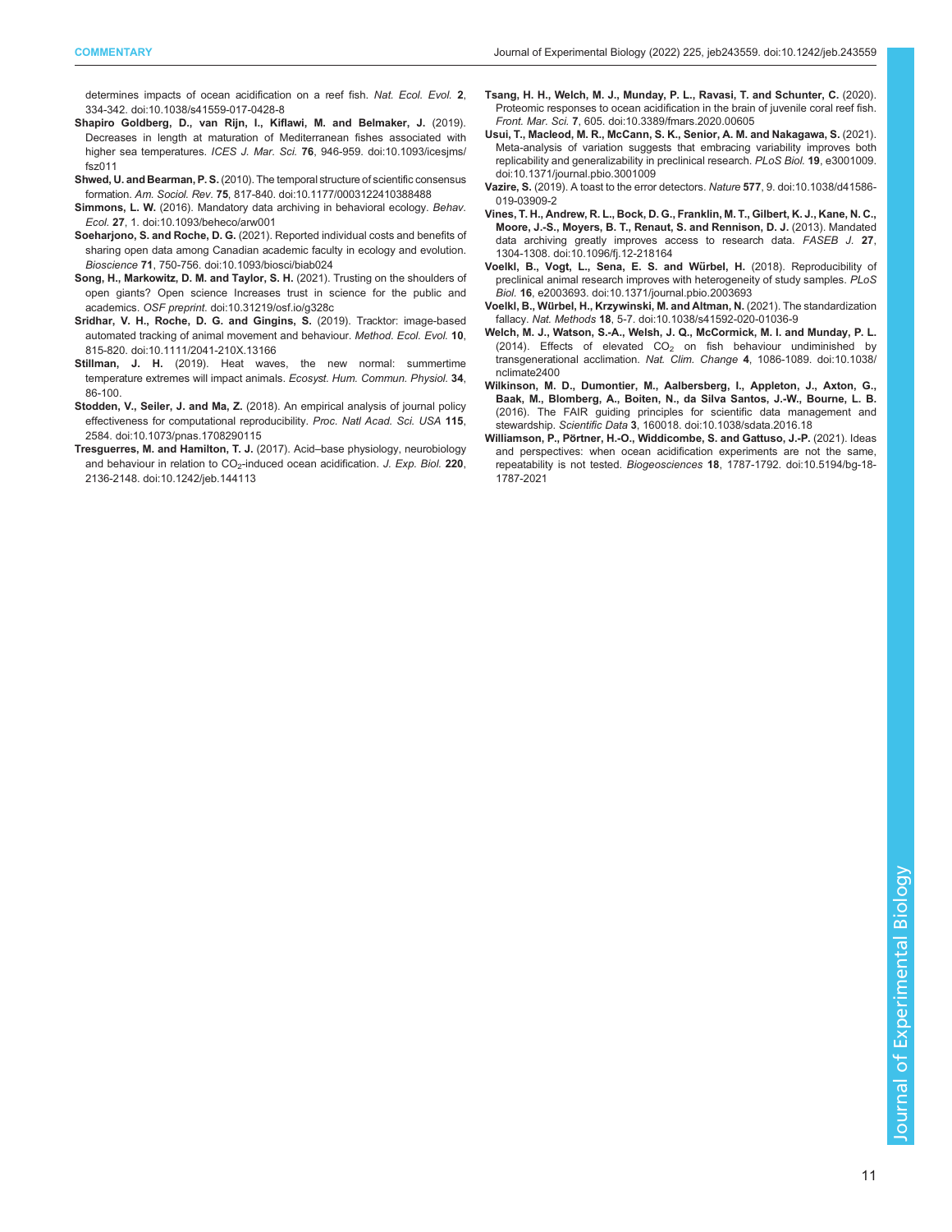determines impacts of ocean acidification on a reef fish. *Nat. Ecol. Evol.* **2**, 334-342. doi:10.1038/s41559-017-0428-8

**Shapiro Goldberg, D., van Rijn, I., Kiflawi, M. and Belmaker, J.** (2019). Decreases in length at maturation of Mediterranean fishes associated with higher sea temperatures. *ICES J. Mar. Sci.* **76**, 946-959. doi:10.1093/icesjms/fsz011

**Shwed, U. and Bearman, P. S.** (2010). The temporal structure of scientific consensus formation. *Am. Sociol. Rev.* **75**, 817-840. doi:10.1177/0003122410388488

**Simmons, L. W.** (2016). Mandatory data archiving in behavioral ecology. *Behav. Ecol.* **27**, 1. doi:10.1093/beheco/arw001

**Soeharjono, S. and Roche, D. G.** (2021). Reported individual costs and benefits of sharing open data among Canadian academic faculty in ecology and evolution. *Bioscience* **71**, 750-756. doi:10.1093/biosci/biab024

**Song, H., Markowitz, D. M. and Taylor, S. H.** (2021). Trusting on the shoulders of open giants? Open science Increases trust in science for the public and academics. *OSF preprint*. doi:10.31219/osf.io/g328c

**Sridhar, V. H., Roche, D. G. and Gingins, S.** (2019). Tracktor: image-based automated tracking of animal movement and behaviour. *Method. Ecol. Evol.* **10**, 815-820. doi:10.1111/2041-210X.13166

**Stillman, J. H.** (2019). Heat waves, the new normal: summertime temperature extremes will impact animals. *Ecosyst. Hum. Commun. Physiol.* **34**, 86-100.

**Stodden, V., Seiler, J. and Ma, Z.** (2018). An empirical analysis of journal policy effectiveness for computational reproducibility. *Proc. Natl Acad. Sci. USA* **115**, 2584. doi:10.1073/pnas.1708290115

**Tresguerres, M. and Hamilton, T. J.** (2017). Acid–base physiology, neurobiology and behaviour in relation to $CO_2$-induced ocean acidification. *J. Exp. Biol.* **220**, 2136-2148. doi:10.1242/jeb.144113

**Tsang, H. H., Welch, M. J., Munday, P. L., Ravasi, T. and Schunter, C.** (2020). Proteomic responses to ocean acidification in the brain of juvenile coral reef fish. *Front. Mar. Sci.* **7**, 605. doi:10.3389/fmars.2020.00605

**Usui, T., Macleod, M. R., McCann, S. K., Senior, A. M. and Nakagawa, S.** (2021). Meta-analysis of variation suggests that embracing variability improves both replicability and generalizability in preclinical research. *PLoS Biol.* **19**, e3001009. doi:10.1371/journal.pbio.3001009

**Vazire, S.** (2019). A toast to the error detectors. *Nature* **577**, 9. doi:10.1038/d41586-019-03909-2

**Vines, T. H., Andrew, R. L., Bock, D. G., Franklin, M. T., Gilbert, K. J., Kane, N. C., Moore, J.-S., Moyers, B. T., Renaut, S. and Rennison, D. J.** (2013). Mandated data archiving greatly improves access to research data. *FASEB J.* **27**, 1304-1308. doi:10.1096/fj.12-218164

**Voelkl, B., Vogt, L., Sena, E. S. and Würbel, H.** (2018). Reproducibility of preclinical animal research improves with heterogeneity of study samples. *PLoS Biol.* **16**, e2003693. doi:10.1371/journal.pbio.2003693

**Voelkl, B., Würbel, H., Krzywinski, M. and Altman, N.** (2021). The standardization fallacy. *Nat. Methods* **18**, 5-7. doi:10.1038/s41592-020-01036-9

**Welch, M. J., Watson, S.-A., Welsh, J. Q., McCormick, M. I. and Munday, P. L.** (2014). Effects of elevated $CO_2$ on fish behaviour undiminished by transgenerational acclimation. *Nat. Clim. Change* **4**, 1086-1089. doi:10.1038/nclimate2400

**Wilkinson, M. D., Dumontier, M., Aalbersberg, I., Appleton, J., Axton, G., Baak, M., Blomberg, A., Boiten, N., da Silva Santos, J.-W., Bourne, L. B.** (2016). The FAIR guiding principles for scientific data management and stewardship. *Scientific Data* **3**, 160018. doi:10.1038/sdata.2016.18

**Williamson, P., Pörtner, H.-O., Widdicombe, S. and Gattuso, J.-P.** (2021). Ideas and perspectives: when ocean acidification experiments are not the same, repeatability is not tested. *Biogeosciences* **18**, 1787-1792. doi:10.5194/bg-18-1787-2021